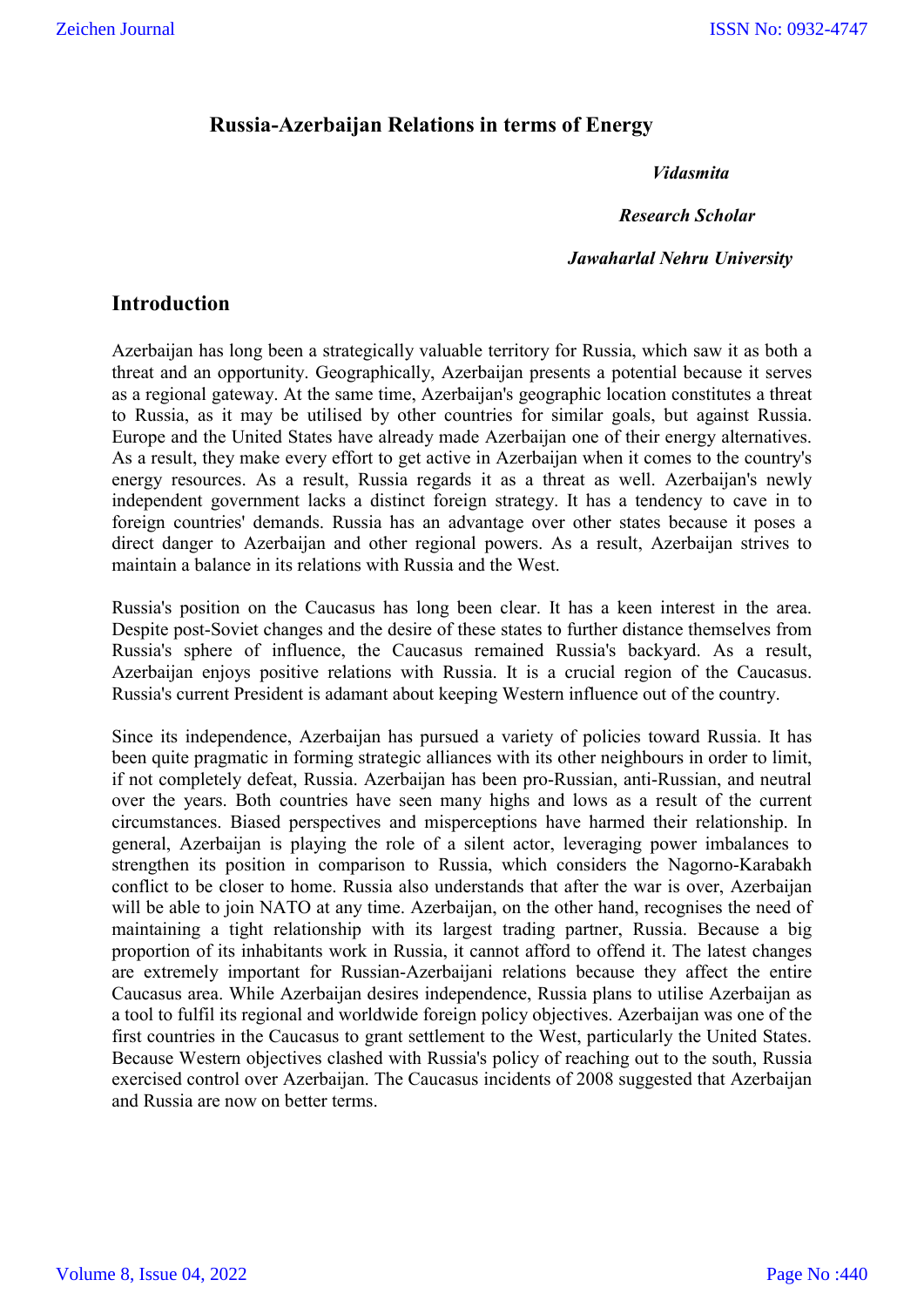# Russia-Azerbaijan Relations in terms of Energy

***Vidasmita***

***Research Scholar***

***Jawaharlal Nehru University***

## Introduction

Azerbaijan has long been a strategically valuable territory for Russia, which saw it as both a threat and an opportunity. Geographically, Azerbaijan presents a potential because it serves as a regional gateway. At the same time, Azerbaijan's geographic location constitutes a threat to Russia, as it may be utilised by other countries for similar goals, but against Russia. Europe and the United States have already made Azerbaijan one of their energy alternatives. As a result, they make every effort to get active in Azerbaijan when it comes to the country's energy resources. As a result, Russia regards it as a threat as well. Azerbaijan's newly independent government lacks a distinct foreign strategy. It has a tendency to cave in to foreign countries' demands. Russia has an advantage over other states because it poses a direct danger to Azerbaijan and other regional powers. As a result, Azerbaijan strives to maintain a balance in its relations with Russia and the West.

Russia's position on the Caucasus has long been clear. It has a keen interest in the area. Despite post-Soviet changes and the desire of these states to further distance themselves from Russia's sphere of influence, the Caucasus remained Russia's backyard. As a result, Azerbaijan enjoys positive relations with Russia. It is a crucial region of the Caucasus. Russia's current President is adamant about keeping Western influence out of the country.

Since its independence, Azerbaijan has pursued a variety of policies toward Russia. It has been quite pragmatic in forming strategic alliances with its other neighbours in order to limit, if not completely defeat, Russia. Azerbaijan has been pro-Russian, anti-Russian, and neutral over the years. Both countries have seen many highs and lows as a result of the current circumstances. Biased perspectives and misperceptions have harmed their relationship. In general, Azerbaijan is playing the role of a silent actor, leveraging power imbalances to strengthen its position in comparison to Russia, which considers the Nagorno-Karabakh conflict to be closer to home. Russia also understands that after the war is over, Azerbaijan will be able to join NATO at any time. Azerbaijan, on the other hand, recognises the need of maintaining a tight relationship with its largest trading partner, Russia. Because a big proportion of its inhabitants work in Russia, it cannot afford to offend it. The latest changes are extremely important for Russian-Azerbaijani relations because they affect the entire Caucasus area. While Azerbaijan desires independence, Russia plans to utilise Azerbaijan as a tool to fulfil its regional and worldwide foreign policy objectives. Azerbaijan was one of the first countries in the Caucasus to grant settlement to the West, particularly the United States. Because Western objectives clashed with Russia's policy of reaching out to the south, Russia exercised control over Azerbaijan. The Caucasus incidents of 2008 suggested that Azerbaijan and Russia are now on better terms.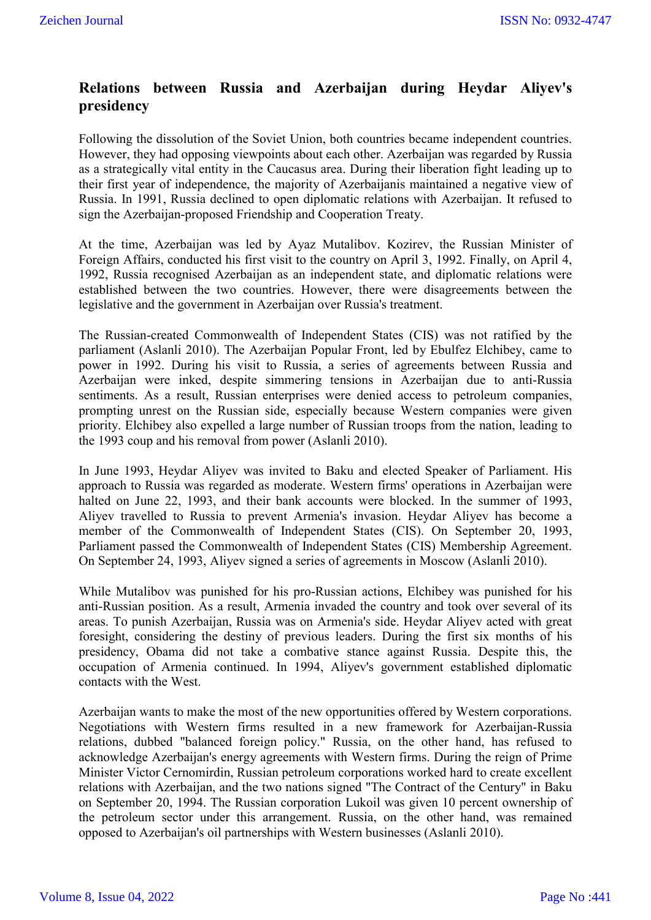## Relations between Russia and Azerbaijan during Heydar Aliyev's presidency

Following the dissolution of the Soviet Union, both countries became independent countries. However, they had opposing viewpoints about each other. Azerbaijan was regarded by Russia as a strategically vital entity in the Caucasus area. During their liberation fight leading up to their first year of independence, the majority of Azerbaijanis maintained a negative view of Russia. In 1991, Russia declined to open diplomatic relations with Azerbaijan. It refused to sign the Azerbaijan-proposed Friendship and Cooperation Treaty.

At the time, Azerbaijan was led by Ayaz Mutalibov. Kozirev, the Russian Minister of Foreign Affairs, conducted his first visit to the country on April 3, 1992. Finally, on April 4, 1992, Russia recognised Azerbaijan as an independent state, and diplomatic relations were established between the two countries. However, there were disagreements between the legislative and the government in Azerbaijan over Russia's treatment.

The Russian-created Commonwealth of Independent States (CIS) was not ratified by the parliament (Aslanli 2010). The Azerbaijan Popular Front, led by Ebulfez Elchibey, came to power in 1992. During his visit to Russia, a series of agreements between Russia and Azerbaijan were inked, despite simmering tensions in Azerbaijan due to anti-Russia sentiments. As a result, Russian enterprises were denied access to petroleum companies, prompting unrest on the Russian side, especially because Western companies were given priority. Elchibey also expelled a large number of Russian troops from the nation, leading to the 1993 coup and his removal from power (Aslanli 2010).

In June 1993, Heydar Aliyev was invited to Baku and elected Speaker of Parliament. His approach to Russia was regarded as moderate. Western firms' operations in Azerbaijan were halted on June 22, 1993, and their bank accounts were blocked. In the summer of 1993, Aliyev travelled to Russia to prevent Armenia's invasion. Heydar Aliyev has become a member of the Commonwealth of Independent States (CIS). On September 20, 1993, Parliament passed the Commonwealth of Independent States (CIS) Membership Agreement. On September 24, 1993, Aliyev signed a series of agreements in Moscow (Aslanli 2010).

While Mutalibov was punished for his pro-Russian actions, Elchibey was punished for his anti-Russian position. As a result, Armenia invaded the country and took over several of its areas. To punish Azerbaijan, Russia was on Armenia's side. Heydar Aliyev acted with great foresight, considering the destiny of previous leaders. During the first six months of his presidency, Obama did not take a combative stance against Russia. Despite this, the occupation of Armenia continued. In 1994, Aliyev's government established diplomatic contacts with the West.

Azerbaijan wants to make the most of the new opportunities offered by Western corporations. Negotiations with Western firms resulted in a new framework for Azerbaijan-Russia relations, dubbed "balanced foreign policy." Russia, on the other hand, has refused to acknowledge Azerbaijan's energy agreements with Western firms. During the reign of Prime Minister Victor Cernomirdin, Russian petroleum corporations worked hard to create excellent relations with Azerbaijan, and the two nations signed "The Contract of the Century" in Baku on September 20, 1994. The Russian corporation Lukoil was given 10 percent ownership of the petroleum sector under this arrangement. Russia, on the other hand, was remained opposed to Azerbaijan's oil partnerships with Western businesses (Aslanli 2010).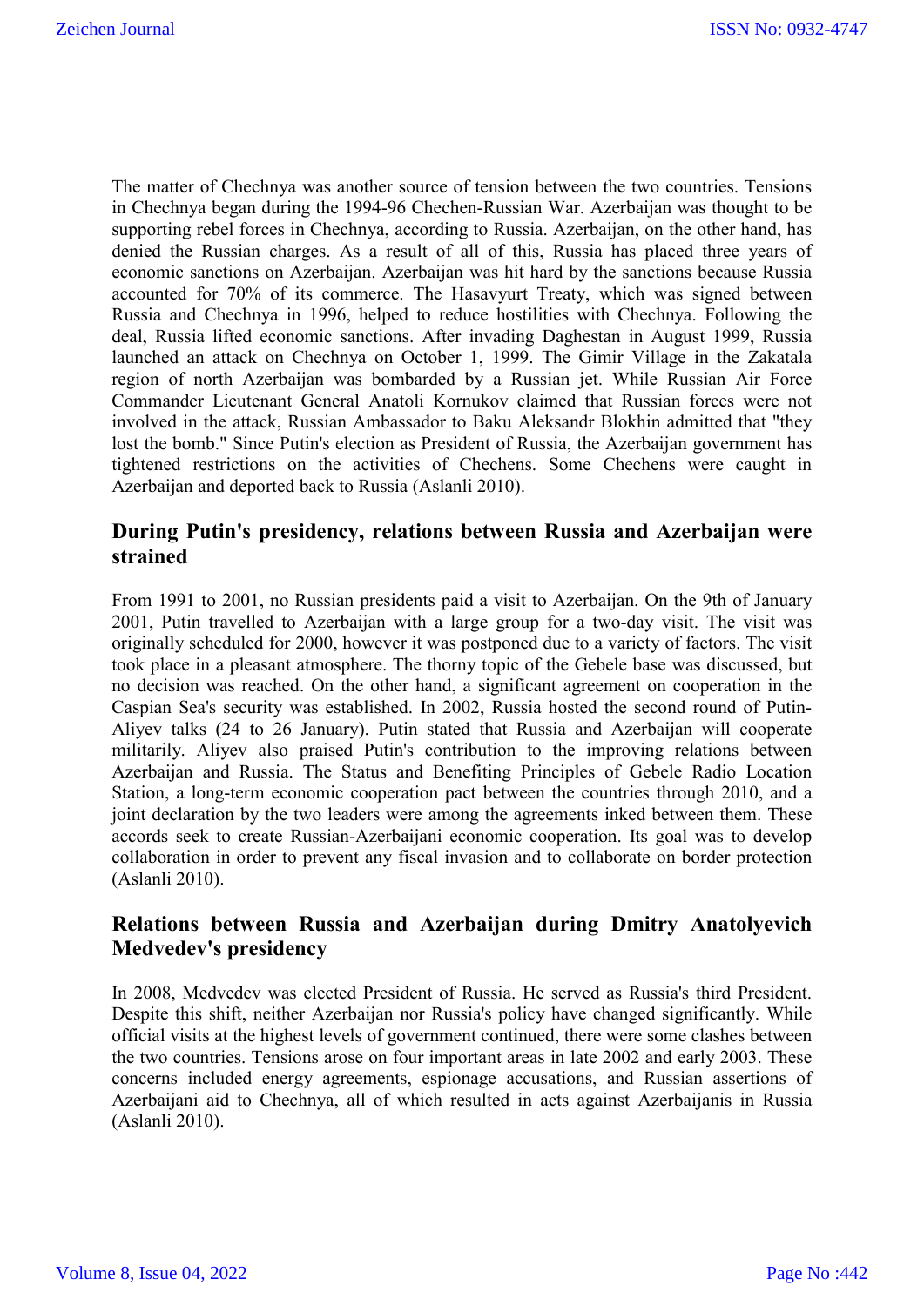The matter of Chechnya was another source of tension between the two countries. Tensions in Chechnya began during the 1994-96 Chechen-Russian War. Azerbaijan was thought to be supporting rebel forces in Chechnya, according to Russia. Azerbaijan, on the other hand, has denied the Russian charges. As a result of all of this, Russia has placed three years of economic sanctions on Azerbaijan. Azerbaijan was hit hard by the sanctions because Russia accounted for 70% of its commerce. The Hasavyurt Treaty, which was signed between Russia and Chechnya in 1996, helped to reduce hostilities with Chechnya. Following the deal, Russia lifted economic sanctions. After invading Daghestan in August 1999, Russia launched an attack on Chechnya on October 1, 1999. The Gimir Village in the Zakatala region of north Azerbaijan was bombarded by a Russian jet. While Russian Air Force Commander Lieutenant General Anatoli Kornukov claimed that Russian forces were not involved in the attack, Russian Ambassador to Baku Aleksandr Blokhin admitted that "they lost the bomb." Since Putin's election as President of Russia, the Azerbaijan government has tightened restrictions on the activities of Chechens. Some Chechens were caught in Azerbaijan and deported back to Russia (Aslanli 2010).

## During Putin's presidency, relations between Russia and Azerbaijan were strained

From 1991 to 2001, no Russian presidents paid a visit to Azerbaijan. On the 9th of January 2001, Putin travelled to Azerbaijan with a large group for a two-day visit. The visit was originally scheduled for 2000, however it was postponed due to a variety of factors. The visit took place in a pleasant atmosphere. The thorny topic of the Gebele base was discussed, but no decision was reached. On the other hand, a significant agreement on cooperation in the Caspian Sea's security was established. In 2002, Russia hosted the second round of Putin-Aliyev talks (24 to 26 January). Putin stated that Russia and Azerbaijan will cooperate militarily. Aliyev also praised Putin's contribution to the improving relations between Azerbaijan and Russia. The Status and Benefiting Principles of Gebele Radio Location Station, a long-term economic cooperation pact between the countries through 2010, and a joint declaration by the two leaders were among the agreements inked between them. These accords seek to create Russian-Azerbaijani economic cooperation. Its goal was to develop collaboration in order to prevent any fiscal invasion and to collaborate on border protection (Aslanli 2010).

## Relations between Russia and Azerbaijan during Dmitry Anatolyevich Medvedev's presidency

In 2008, Medvedev was elected President of Russia. He served as Russia's third President. Despite this shift, neither Azerbaijan nor Russia's policy have changed significantly. While official visits at the highest levels of government continued, there were some clashes between the two countries. Tensions arose on four important areas in late 2002 and early 2003. These concerns included energy agreements, espionage accusations, and Russian assertions of Azerbaijani aid to Chechnya, all of which resulted in acts against Azerbaijanis in Russia (Aslanli 2010).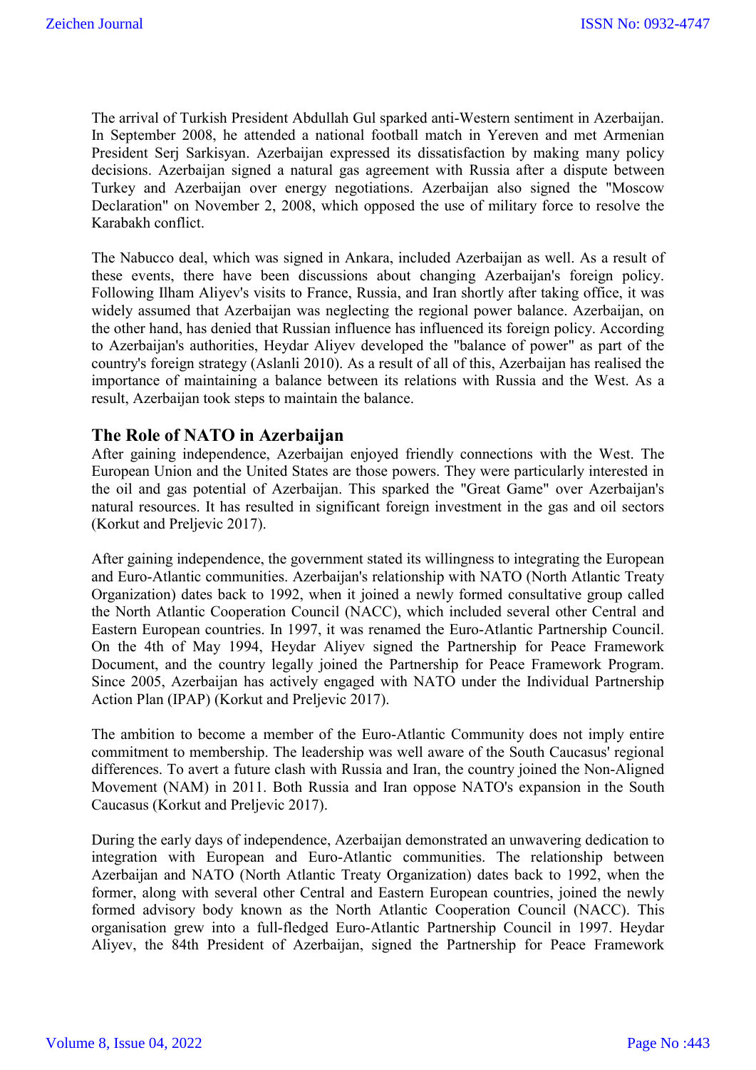The arrival of Turkish President Abdullah Gul sparked anti-Western sentiment in Azerbaijan. In September 2008, he attended a national football match in Yereven and met Armenian President Serj Sarkisyan. Azerbaijan expressed its dissatisfaction by making many policy decisions. Azerbaijan signed a natural gas agreement with Russia after a dispute between Turkey and Azerbaijan over energy negotiations. Azerbaijan also signed the "Moscow Declaration" on November 2, 2008, which opposed the use of military force to resolve the Karabakh conflict.

The Nabucco deal, which was signed in Ankara, included Azerbaijan as well. As a result of these events, there have been discussions about changing Azerbaijan's foreign policy. Following Ilham Aliyev's visits to France, Russia, and Iran shortly after taking office, it was widely assumed that Azerbaijan was neglecting the regional power balance. Azerbaijan, on the other hand, has denied that Russian influence has influenced its foreign policy. According to Azerbaijan's authorities, Heydar Aliyev developed the "balance of power" as part of the country's foreign strategy (Aslanli 2010). As a result of all of this, Azerbaijan has realised the importance of maintaining a balance between its relations with Russia and the West. As a result, Azerbaijan took steps to maintain the balance.

## The Role of NATO in Azerbaijan

After gaining independence, Azerbaijan enjoyed friendly connections with the West. The European Union and the United States are those powers. They were particularly interested in the oil and gas potential of Azerbaijan. This sparked the "Great Game" over Azerbaijan's natural resources. It has resulted in significant foreign investment in the gas and oil sectors (Korkut and Preljevic 2017).

After gaining independence, the government stated its willingness to integrating the European and Euro-Atlantic communities. Azerbaijan's relationship with NATO (North Atlantic Treaty Organization) dates back to 1992, when it joined a newly formed consultative group called the North Atlantic Cooperation Council (NACC), which included several other Central and Eastern European countries. In 1997, it was renamed the Euro-Atlantic Partnership Council. On the 4th of May 1994, Heydar Aliyev signed the Partnership for Peace Framework Document, and the country legally joined the Partnership for Peace Framework Program. Since 2005, Azerbaijan has actively engaged with NATO under the Individual Partnership Action Plan (IPAP) (Korkut and Preljevic 2017).

The ambition to become a member of the Euro-Atlantic Community does not imply entire commitment to membership. The leadership was well aware of the South Caucasus' regional differences. To avert a future clash with Russia and Iran, the country joined the Non-Aligned Movement (NAM) in 2011. Both Russia and Iran oppose NATO's expansion in the South Caucasus (Korkut and Preljevic 2017).

During the early days of independence, Azerbaijan demonstrated an unwavering dedication to integration with European and Euro-Atlantic communities. The relationship between Azerbaijan and NATO (North Atlantic Treaty Organization) dates back to 1992, when the former, along with several other Central and Eastern European countries, joined the newly formed advisory body known as the North Atlantic Cooperation Council (NACC). This organisation grew into a full-fledged Euro-Atlantic Partnership Council in 1997. Heydar Aliyev, the 84th President of Azerbaijan, signed the Partnership for Peace Framework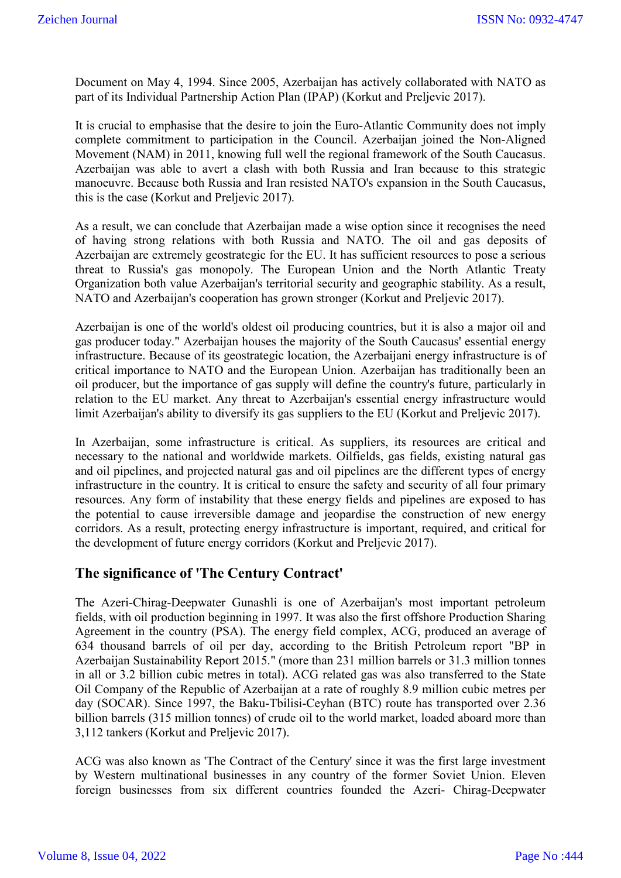Document on May 4, 1994. Since 2005, Azerbaijan has actively collaborated with NATO as part of its Individual Partnership Action Plan (IPAP) (Korkut and Preljevic 2017).

It is crucial to emphasise that the desire to join the Euro-Atlantic Community does not imply complete commitment to participation in the Council. Azerbaijan joined the Non-Aligned Movement (NAM) in 2011, knowing full well the regional framework of the South Caucasus. Azerbaijan was able to avert a clash with both Russia and Iran because to this strategic manoeuvre. Because both Russia and Iran resisted NATO's expansion in the South Caucasus, this is the case (Korkut and Preljevic 2017).

As a result, we can conclude that Azerbaijan made a wise option since it recognises the need of having strong relations with both Russia and NATO. The oil and gas deposits of Azerbaijan are extremely geostrategic for the EU. It has sufficient resources to pose a serious threat to Russia's gas monopoly. The European Union and the North Atlantic Treaty Organization both value Azerbaijan's territorial security and geographic stability. As a result, NATO and Azerbaijan's cooperation has grown stronger (Korkut and Preljevic 2017).

Azerbaijan is one of the world's oldest oil producing countries, but it is also a major oil and gas producer today." Azerbaijan houses the majority of the South Caucasus' essential energy infrastructure. Because of its geostrategic location, the Azerbaijani energy infrastructure is of critical importance to NATO and the European Union. Azerbaijan has traditionally been an oil producer, but the importance of gas supply will define the country's future, particularly in relation to the EU market. Any threat to Azerbaijan's essential energy infrastructure would limit Azerbaijan's ability to diversify its gas suppliers to the EU (Korkut and Preljevic 2017).

In Azerbaijan, some infrastructure is critical. As suppliers, its resources are critical and necessary to the national and worldwide markets. Oilfields, gas fields, existing natural gas and oil pipelines, and projected natural gas and oil pipelines are the different types of energy infrastructure in the country. It is critical to ensure the safety and security of all four primary resources. Any form of instability that these energy fields and pipelines are exposed to has the potential to cause irreversible damage and jeopardise the construction of new energy corridors. As a result, protecting energy infrastructure is important, required, and critical for the development of future energy corridors (Korkut and Preljevic 2017).

## The significance of 'The Century Contract'

The Azeri-Chirag-Deepwater Gunashli is one of Azerbaijan's most important petroleum fields, with oil production beginning in 1997. It was also the first offshore Production Sharing Agreement in the country (PSA). The energy field complex, ACG, produced an average of 634 thousand barrels of oil per day, according to the British Petroleum report "BP in Azerbaijan Sustainability Report 2015." (more than 231 million barrels or 31.3 million tonnes in all or 3.2 billion cubic metres in total). ACG related gas was also transferred to the State Oil Company of the Republic of Azerbaijan at a rate of roughly 8.9 million cubic metres per day (SOCAR). Since 1997, the Baku-Tbilisi-Ceyhan (BTC) route has transported over 2.36 billion barrels (315 million tonnes) of crude oil to the world market, loaded aboard more than 3,112 tankers (Korkut and Preljevic 2017).

ACG was also known as 'The Contract of the Century' since it was the first large investment by Western multinational businesses in any country of the former Soviet Union. Eleven foreign businesses from six different countries founded the Azeri- Chirag-Deepwater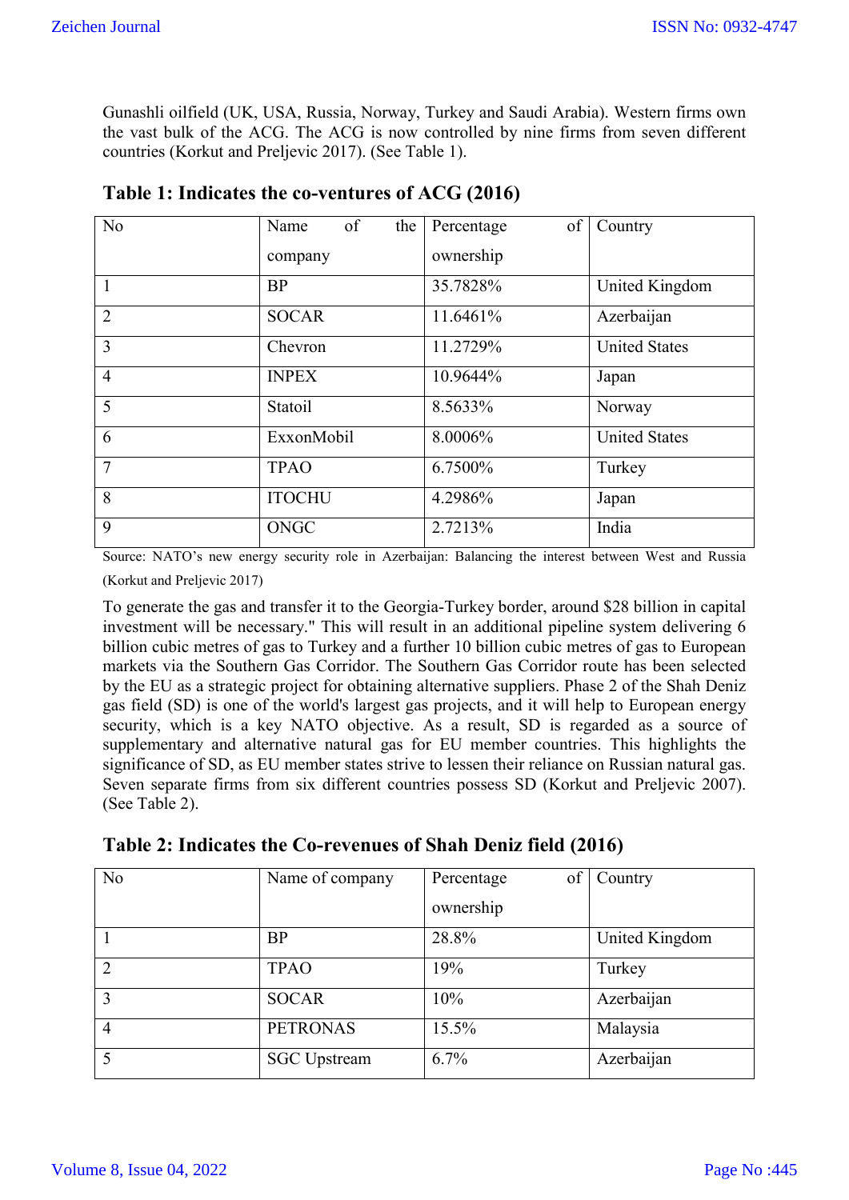Gunashli oilfield (UK, USA, Russia, Norway, Turkey and Saudi Arabia). Western firms own the vast bulk of the ACG. The ACG is now controlled by nine firms from seven different countries (Korkut and Preljevic 2017). (See Table 1).

**Table 1: Indicates the co-ventures of ACG (2016)**

| No | Name of the company | Percentage of ownership | Country |
|---|---|---|---|
| 1 | BP | 35.7828% | United Kingdom |
| 2 | SOCAR | 11.6461% | Azerbaijan |
| 3 | Chevron | 11.2729% | United States |
| 4 | INPEX | 10.9644% | Japan |
| 5 | Statoil | 8.5633% | Norway |
| 6 | ExxonMobil | 8.0006% | United States |
| 7 | TPAO | 6.7500% | Turkey |
| 8 | ITOCHU | 4.2986% | Japan |
| 9 | ONGC | 2.7213% | India |

Source: NATO's new energy security role in Azerbaijan: Balancing the interest between West and Russia (Korkut and Preljevic 2017)

To generate the gas and transfer it to the Georgia-Turkey border, around $28 billion in capital investment will be necessary." This will result in an additional pipeline system delivering 6 billion cubic metres of gas to Turkey and a further 10 billion cubic metres of gas to European markets via the Southern Gas Corridor. The Southern Gas Corridor route has been selected by the EU as a strategic project for obtaining alternative suppliers. Phase 2 of the Shah Deniz gas field (SD) is one of the world's largest gas projects, and it will help to European energy security, which is a key NATO objective. As a result, SD is regarded as a source of supplementary and alternative natural gas for EU member countries. This highlights the significance of SD, as EU member states strive to lessen their reliance on Russian natural gas. Seven separate firms from six different countries possess SD (Korkut and Preljevic 2007). (See Table 2).

**Table 2: Indicates the Co-revenues of Shah Deniz field (2016)**

| No | Name of company | Percentage of ownership | Country |
|---|---|---|---|
| 1 | BP | 28.8% | United Kingdom |
| 2 | TPAO | 19% | Turkey |
| 3 | SOCAR | 10% | Azerbaijan |
| 4 | PETRONAS | 15.5% | Malaysia |
| 5 | SGC Upstream | 6.7% | Azerbaijan |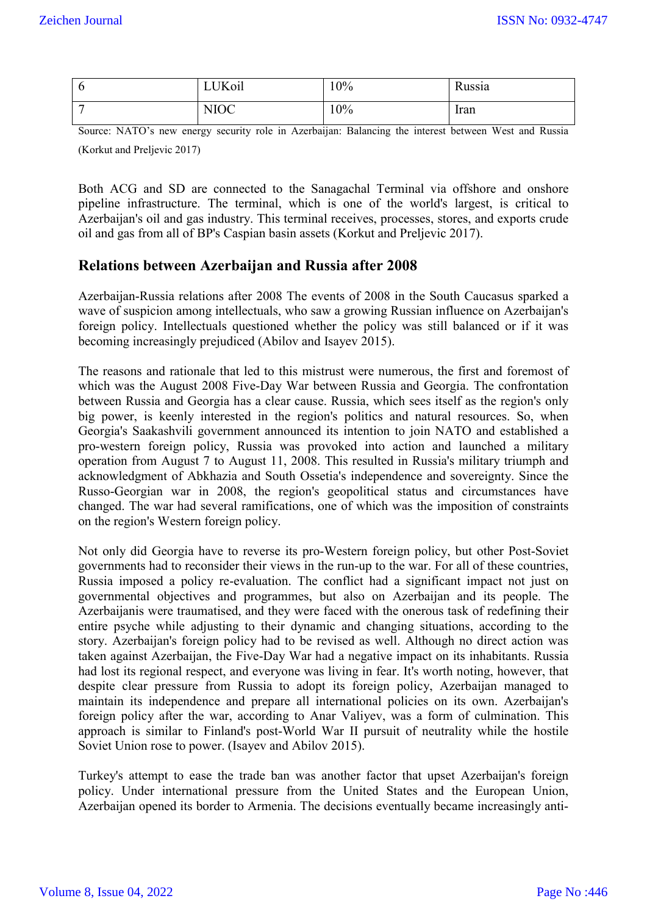| 6 | LUKoil | 10% | Russia |
|---|---|---|---|
| 7 | NIOC | 10% | Iran |

Source: NATO's new energy security role in Azerbaijan: Balancing the interest between West and Russia (Korkut and Preljevic 2017)

Both ACG and SD are connected to the Sanagachal Terminal via offshore and onshore pipeline infrastructure. The terminal, which is one of the world's largest, is critical to Azerbaijan's oil and gas industry. This terminal receives, processes, stores, and exports crude oil and gas from all of BP's Caspian basin assets (Korkut and Preljevic 2017).

## Relations between Azerbaijan and Russia after 2008

Azerbaijan-Russia relations after 2008 The events of 2008 in the South Caucasus sparked a wave of suspicion among intellectuals, who saw a growing Russian influence on Azerbaijan's foreign policy. Intellectuals questioned whether the policy was still balanced or if it was becoming increasingly prejudiced (Abilov and Isayev 2015).

The reasons and rationale that led to this mistrust were numerous, the first and foremost of which was the August 2008 Five-Day War between Russia and Georgia. The confrontation between Russia and Georgia has a clear cause. Russia, which sees itself as the region's only big power, is keenly interested in the region's politics and natural resources. So, when Georgia's Saakashvili government announced its intention to join NATO and established a pro-western foreign policy, Russia was provoked into action and launched a military operation from August 7 to August 11, 2008. This resulted in Russia's military triumph and acknowledgment of Abkhazia and South Ossetia's independence and sovereignty. Since the Russo-Georgian war in 2008, the region's geopolitical status and circumstances have changed. The war had several ramifications, one of which was the imposition of constraints on the region's Western foreign policy.

Not only did Georgia have to reverse its pro-Western foreign policy, but other Post-Soviet governments had to reconsider their views in the run-up to the war. For all of these countries, Russia imposed a policy re-evaluation. The conflict had a significant impact not just on governmental objectives and programmes, but also on Azerbaijan and its people. The Azerbaijanis were traumatised, and they were faced with the onerous task of redefining their entire psyche while adjusting to their dynamic and changing situations, according to the story. Azerbaijan's foreign policy had to be revised as well. Although no direct action was taken against Azerbaijan, the Five-Day War had a negative impact on its inhabitants. Russia had lost its regional respect, and everyone was living in fear. It's worth noting, however, that despite clear pressure from Russia to adopt its foreign policy, Azerbaijan managed to maintain its independence and prepare all international policies on its own. Azerbaijan's foreign policy after the war, according to Anar Valiyev, was a form of culmination. This approach is similar to Finland's post-World War II pursuit of neutrality while the hostile Soviet Union rose to power. (Isayev and Abilov 2015).

Turkey's attempt to ease the trade ban was another factor that upset Azerbaijan's foreign policy. Under international pressure from the United States and the European Union, Azerbaijan opened its border to Armenia. The decisions eventually became increasingly anti-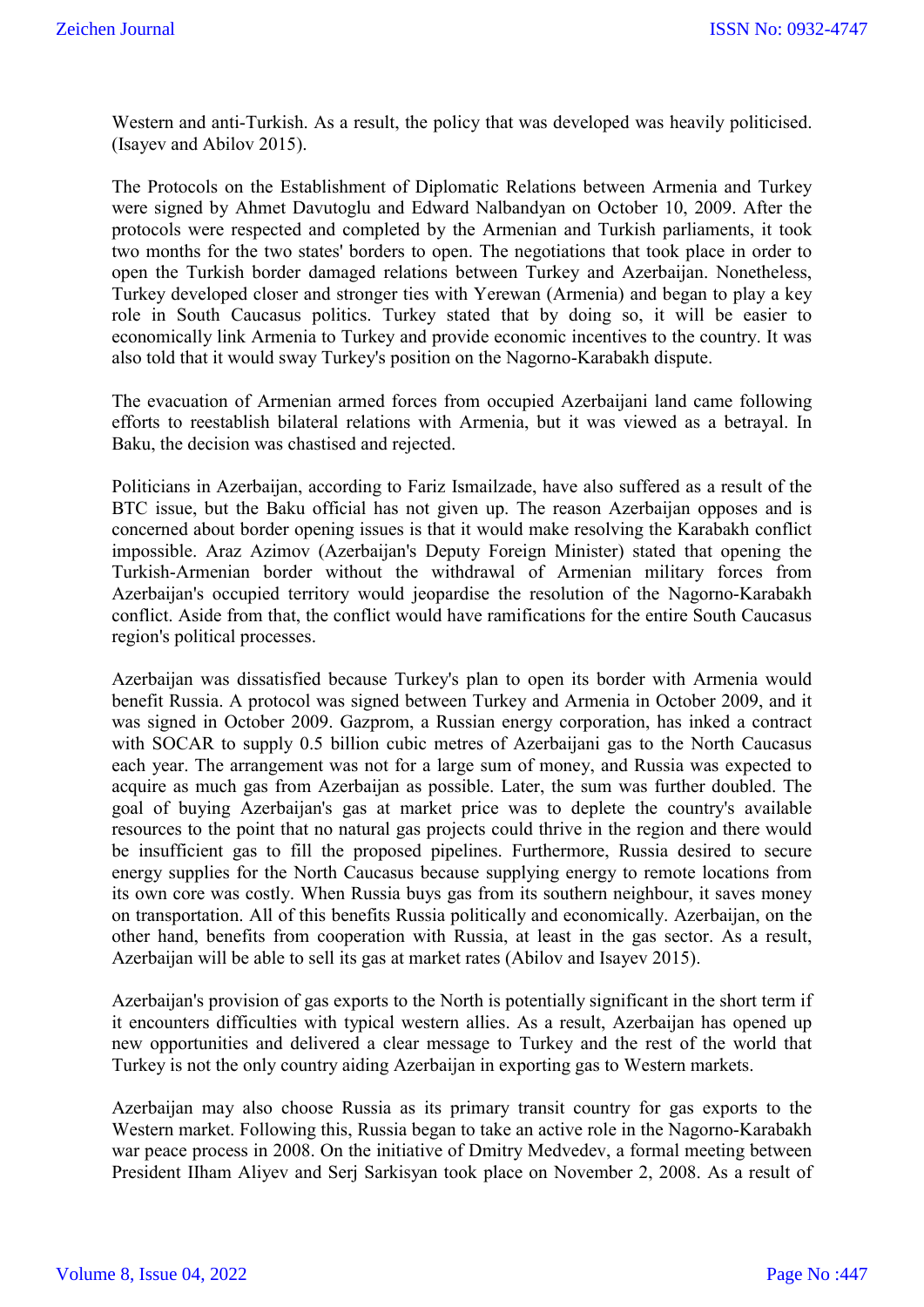Western and anti-Turkish. As a result, the policy that was developed was heavily politicised. (Isayev and Abilov 2015).

The Protocols on the Establishment of Diplomatic Relations between Armenia and Turkey were signed by Ahmet Davutoglu and Edward Nalbandyan on October 10, 2009. After the protocols were respected and completed by the Armenian and Turkish parliaments, it took two months for the two states' borders to open. The negotiations that took place in order to open the Turkish border damaged relations between Turkey and Azerbaijan. Nonetheless, Turkey developed closer and stronger ties with Yerewan (Armenia) and began to play a key role in South Caucasus politics. Turkey stated that by doing so, it will be easier to economically link Armenia to Turkey and provide economic incentives to the country. It was also told that it would sway Turkey's position on the Nagorno-Karabakh dispute.

The evacuation of Armenian armed forces from occupied Azerbaijani land came following efforts to reestablish bilateral relations with Armenia, but it was viewed as a betrayal. In Baku, the decision was chastised and rejected.

Politicians in Azerbaijan, according to Fariz Ismailzade, have also suffered as a result of the BTC issue, but the Baku official has not given up. The reason Azerbaijan opposes and is concerned about border opening issues is that it would make resolving the Karabakh conflict impossible. Araz Azimov (Azerbaijan's Deputy Foreign Minister) stated that opening the Turkish-Armenian border without the withdrawal of Armenian military forces from Azerbaijan's occupied territory would jeopardise the resolution of the Nagorno-Karabakh conflict. Aside from that, the conflict would have ramifications for the entire South Caucasus region's political processes.

Azerbaijan was dissatisfied because Turkey's plan to open its border with Armenia would benefit Russia. A protocol was signed between Turkey and Armenia in October 2009, and it was signed in October 2009. Gazprom, a Russian energy corporation, has inked a contract with SOCAR to supply 0.5 billion cubic metres of Azerbaijani gas to the North Caucasus each year. The arrangement was not for a large sum of money, and Russia was expected to acquire as much gas from Azerbaijan as possible. Later, the sum was further doubled. The goal of buying Azerbaijan's gas at market price was to deplete the country's available resources to the point that no natural gas projects could thrive in the region and there would be insufficient gas to fill the proposed pipelines. Furthermore, Russia desired to secure energy supplies for the North Caucasus because supplying energy to remote locations from its own core was costly. When Russia buys gas from its southern neighbour, it saves money on transportation. All of this benefits Russia politically and economically. Azerbaijan, on the other hand, benefits from cooperation with Russia, at least in the gas sector. As a result, Azerbaijan will be able to sell its gas at market rates (Abilov and Isayev 2015).

Azerbaijan's provision of gas exports to the North is potentially significant in the short term if it encounters difficulties with typical western allies. As a result, Azerbaijan has opened up new opportunities and delivered a clear message to Turkey and the rest of the world that Turkey is not the only country aiding Azerbaijan in exporting gas to Western markets.

Azerbaijan may also choose Russia as its primary transit country for gas exports to the Western market. Following this, Russia began to take an active role in the Nagorno-Karabakh war peace process in 2008. On the initiative of Dmitry Medvedev, a formal meeting between President IIham Aliyev and Serj Sarkisyan took place on November 2, 2008. As a result of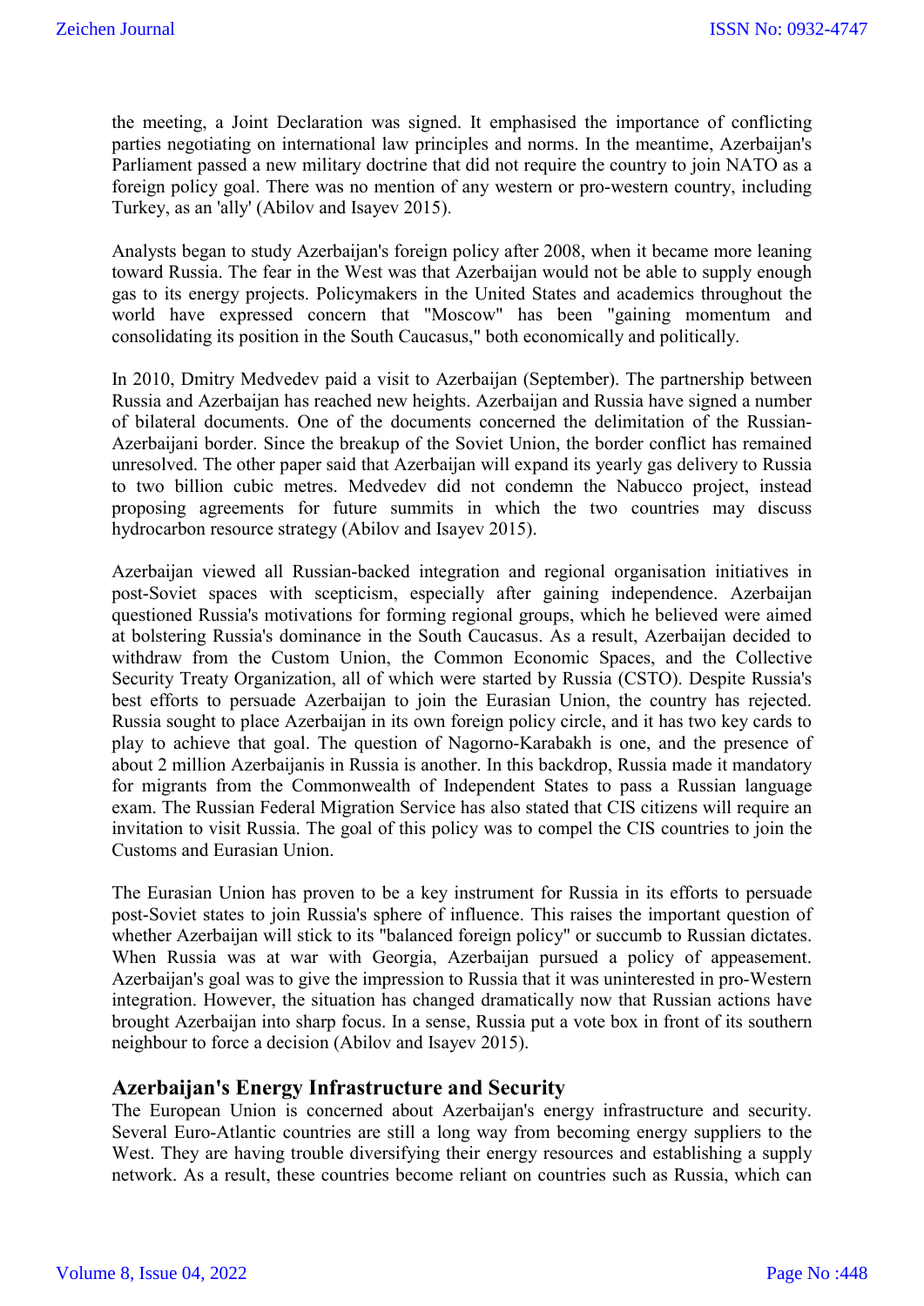the meeting, a Joint Declaration was signed. It emphasised the importance of conflicting parties negotiating on international law principles and norms. In the meantime, Azerbaijan's Parliament passed a new military doctrine that did not require the country to join NATO as a foreign policy goal. There was no mention of any western or pro-western country, including Turkey, as an 'ally' (Abilov and Isayev 2015).

Analysts began to study Azerbaijan's foreign policy after 2008, when it became more leaning toward Russia. The fear in the West was that Azerbaijan would not be able to supply enough gas to its energy projects. Policymakers in the United States and academics throughout the world have expressed concern that "Moscow" has been "gaining momentum and consolidating its position in the South Caucasus," both economically and politically.

In 2010, Dmitry Medvedev paid a visit to Azerbaijan (September). The partnership between Russia and Azerbaijan has reached new heights. Azerbaijan and Russia have signed a number of bilateral documents. One of the documents concerned the delimitation of the Russian-Azerbaijani border. Since the breakup of the Soviet Union, the border conflict has remained unresolved. The other paper said that Azerbaijan will expand its yearly gas delivery to Russia to two billion cubic metres. Medvedev did not condemn the Nabucco project, instead proposing agreements for future summits in which the two countries may discuss hydrocarbon resource strategy (Abilov and Isayev 2015).

Azerbaijan viewed all Russian-backed integration and regional organisation initiatives in post-Soviet spaces with scepticism, especially after gaining independence. Azerbaijan questioned Russia's motivations for forming regional groups, which he believed were aimed at bolstering Russia's dominance in the South Caucasus. As a result, Azerbaijan decided to withdraw from the Custom Union, the Common Economic Spaces, and the Collective Security Treaty Organization, all of which were started by Russia (CSTO). Despite Russia's best efforts to persuade Azerbaijan to join the Eurasian Union, the country has rejected. Russia sought to place Azerbaijan in its own foreign policy circle, and it has two key cards to play to achieve that goal. The question of Nagorno-Karabakh is one, and the presence of about 2 million Azerbaijanis in Russia is another. In this backdrop, Russia made it mandatory for migrants from the Commonwealth of Independent States to pass a Russian language exam. The Russian Federal Migration Service has also stated that CIS citizens will require an invitation to visit Russia. The goal of this policy was to compel the CIS countries to join the Customs and Eurasian Union.

The Eurasian Union has proven to be a key instrument for Russia in its efforts to persuade post-Soviet states to join Russia's sphere of influence. This raises the important question of whether Azerbaijan will stick to its "balanced foreign policy" or succumb to Russian dictates. When Russia was at war with Georgia, Azerbaijan pursued a policy of appeasement. Azerbaijan's goal was to give the impression to Russia that it was uninterested in pro-Western integration. However, the situation has changed dramatically now that Russian actions have brought Azerbaijan into sharp focus. In a sense, Russia put a vote box in front of its southern neighbour to force a decision (Abilov and Isayev 2015).

## Azerbaijan's Energy Infrastructure and Security

The European Union is concerned about Azerbaijan's energy infrastructure and security. Several Euro-Atlantic countries are still a long way from becoming energy suppliers to the West. They are having trouble diversifying their energy resources and establishing a supply network. As a result, these countries become reliant on countries such as Russia, which can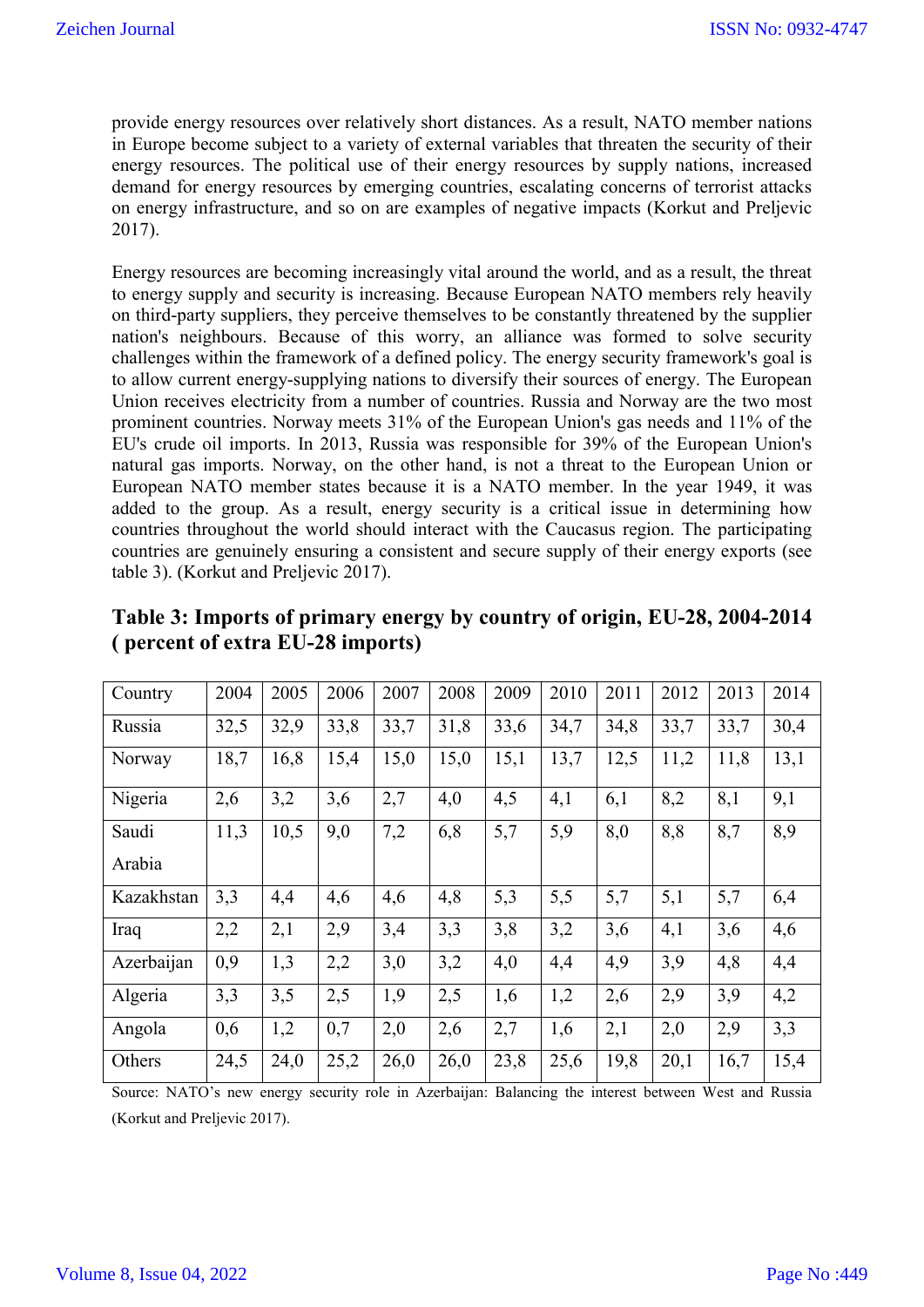provide energy resources over relatively short distances. As a result, NATO member nations in Europe become subject to a variety of external variables that threaten the security of their energy resources. The political use of their energy resources by supply nations, increased demand for energy resources by emerging countries, escalating concerns of terrorist attacks on energy infrastructure, and so on are examples of negative impacts (Korkut and Preljevic 2017).

Energy resources are becoming increasingly vital around the world, and as a result, the threat to energy supply and security is increasing. Because European NATO members rely heavily on third-party suppliers, they perceive themselves to be constantly threatened by the supplier nation's neighbours. Because of this worry, an alliance was formed to solve security challenges within the framework of a defined policy. The energy security framework's goal is to allow current energy-supplying nations to diversify their sources of energy. The European Union receives electricity from a number of countries. Russia and Norway are the two most prominent countries. Norway meets 31% of the European Union's gas needs and 11% of the EU's crude oil imports. In 2013, Russia was responsible for 39% of the European Union's natural gas imports. Norway, on the other hand, is not a threat to the European Union or European NATO member states because it is a NATO member. In the year 1949, it was added to the group. As a result, energy security is a critical issue in determining how countries throughout the world should interact with the Caucasus region. The participating countries are genuinely ensuring a consistent and secure supply of their energy exports (see table 3). (Korkut and Preljevic 2017).

**Table 3: Imports of primary energy by country of origin, EU-28, 2004-2014 ( percent of extra EU-28 imports)**

| Country | 2004 | 2005 | 2006 | 2007 | 2008 | 2009 | 2010 | 2011 | 2012 | 2013 | 2014 |
|---|---|---|---|---|---|---|---|---|---|---|---|
| Russia | 32,5 | 32,9 | 33,8 | 33,7 | 31,8 | 33,6 | 34,7 | 34,8 | 33,7 | 33,7 | 30,4 |
| Norway | 18,7 | 16,8 | 15,4 | 15,0 | 15,0 | 15,1 | 13,7 | 12,5 | 11,2 | 11,8 | 13,1 |
| Nigeria | 2,6 | 3,2 | 3,6 | 2,7 | 4,0 | 4,5 | 4,1 | 6,1 | 8,2 | 8,1 | 9,1 |
| Saudi Arabia | 11,3 | 10,5 | 9,0 | 7,2 | 6,8 | 5,7 | 5,9 | 8,0 | 8,8 | 8,7 | 8,9 |
| Kazakhstan | 3,3 | 4,4 | 4,6 | 4,6 | 4,8 | 5,3 | 5,5 | 5,7 | 5,1 | 5,7 | 6,4 |
| Iraq | 2,2 | 2,1 | 2,9 | 3,4 | 3,3 | 3,8 | 3,2 | 3,6 | 4,1 | 3,6 | 4,6 |
| Azerbaijan | 0,9 | 1,3 | 2,2 | 3,0 | 3,2 | 4,0 | 4,4 | 4,9 | 3,9 | 4,8 | 4,4 |
| Algeria | 3,3 | 3,5 | 2,5 | 1,9 | 2,5 | 1,6 | 1,2 | 2,6 | 2,9 | 3,9 | 4,2 |
| Angola | 0,6 | 1,2 | 0,7 | 2,0 | 2,6 | 2,7 | 1,6 | 2,1 | 2,0 | 2,9 | 3,3 |
| Others | 24,5 | 24,0 | 25,2 | 26,0 | 26,0 | 23,8 | 25,6 | 19,8 | 20,1 | 16,7 | 15,4 |

Source: NATO's new energy security role in Azerbaijan: Balancing the interest between West and Russia (Korkut and Preljevic 2017).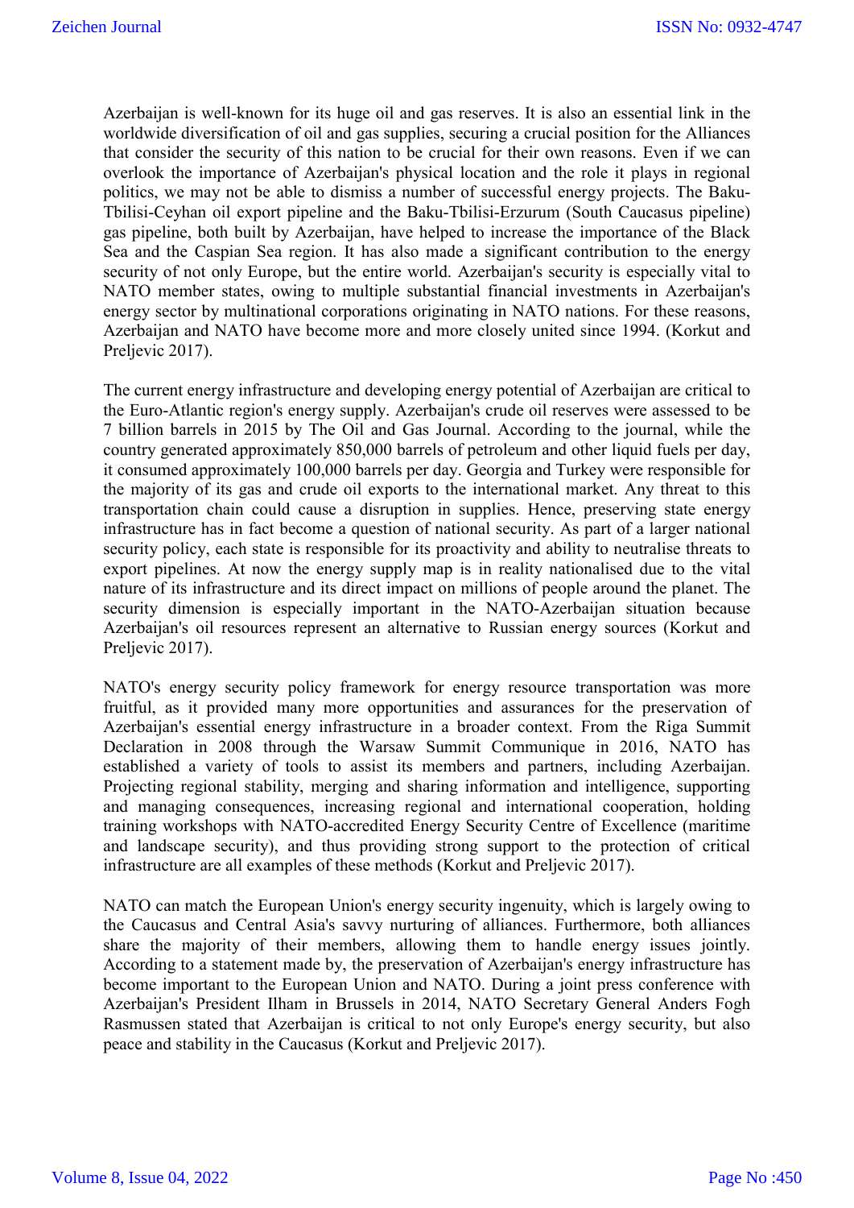Azerbaijan is well-known for its huge oil and gas reserves. It is also an essential link in the worldwide diversification of oil and gas supplies, securing a crucial position for the Alliances that consider the security of this nation to be crucial for their own reasons. Even if we can overlook the importance of Azerbaijan's physical location and the role it plays in regional politics, we may not be able to dismiss a number of successful energy projects. The Baku-Tbilisi-Ceyhan oil export pipeline and the Baku-Tbilisi-Erzurum (South Caucasus pipeline) gas pipeline, both built by Azerbaijan, have helped to increase the importance of the Black Sea and the Caspian Sea region. It has also made a significant contribution to the energy security of not only Europe, but the entire world. Azerbaijan's security is especially vital to NATO member states, owing to multiple substantial financial investments in Azerbaijan's energy sector by multinational corporations originating in NATO nations. For these reasons, Azerbaijan and NATO have become more and more closely united since 1994. (Korkut and Preljevic 2017).

The current energy infrastructure and developing energy potential of Azerbaijan are critical to the Euro-Atlantic region's energy supply. Azerbaijan's crude oil reserves were assessed to be 7 billion barrels in 2015 by The Oil and Gas Journal. According to the journal, while the country generated approximately 850,000 barrels of petroleum and other liquid fuels per day, it consumed approximately 100,000 barrels per day. Georgia and Turkey were responsible for the majority of its gas and crude oil exports to the international market. Any threat to this transportation chain could cause a disruption in supplies. Hence, preserving state energy infrastructure has in fact become a question of national security. As part of a larger national security policy, each state is responsible for its proactivity and ability to neutralise threats to export pipelines. At now the energy supply map is in reality nationalised due to the vital nature of its infrastructure and its direct impact on millions of people around the planet. The security dimension is especially important in the NATO-Azerbaijan situation because Azerbaijan's oil resources represent an alternative to Russian energy sources (Korkut and Preljevic 2017).

NATO's energy security policy framework for energy resource transportation was more fruitful, as it provided many more opportunities and assurances for the preservation of Azerbaijan's essential energy infrastructure in a broader context. From the Riga Summit Declaration in 2008 through the Warsaw Summit Communique in 2016, NATO has established a variety of tools to assist its members and partners, including Azerbaijan. Projecting regional stability, merging and sharing information and intelligence, supporting and managing consequences, increasing regional and international cooperation, holding training workshops with NATO-accredited Energy Security Centre of Excellence (maritime and landscape security), and thus providing strong support to the protection of critical infrastructure are all examples of these methods (Korkut and Preljevic 2017).

NATO can match the European Union's energy security ingenuity, which is largely owing to the Caucasus and Central Asia's savvy nurturing of alliances. Furthermore, both alliances share the majority of their members, allowing them to handle energy issues jointly. According to a statement made by, the preservation of Azerbaijan's energy infrastructure has become important to the European Union and NATO. During a joint press conference with Azerbaijan's President Ilham in Brussels in 2014, NATO Secretary General Anders Fogh Rasmussen stated that Azerbaijan is critical to not only Europe's energy security, but also peace and stability in the Caucasus (Korkut and Preljevic 2017).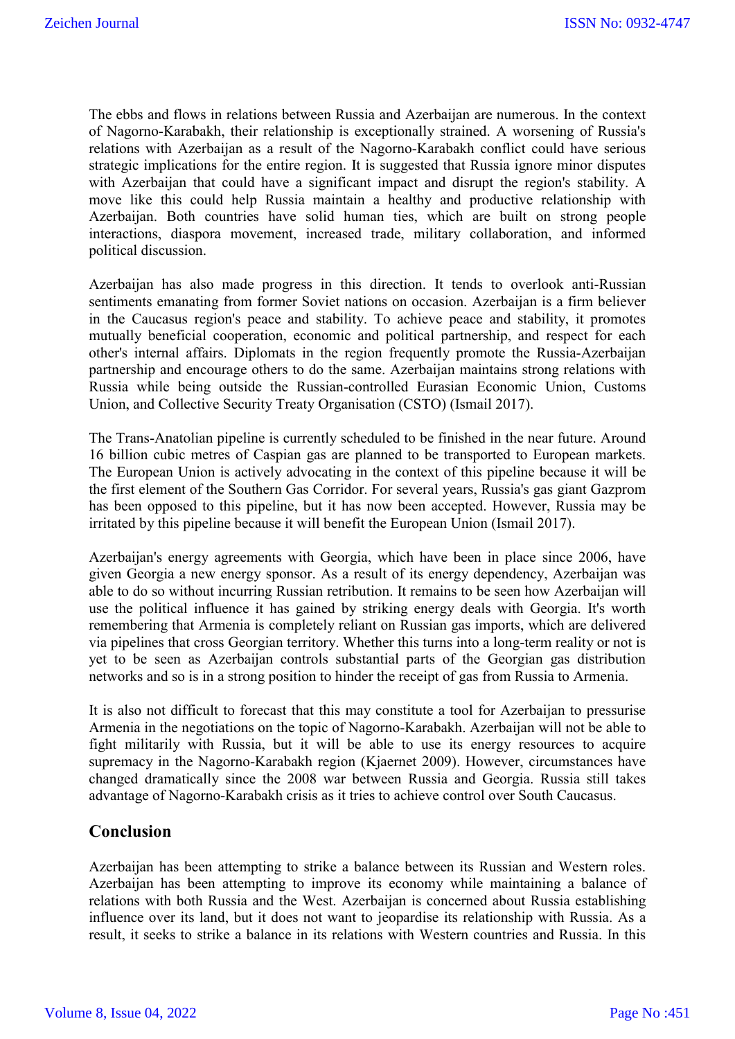The ebbs and flows in relations between Russia and Azerbaijan are numerous. In the context of Nagorno-Karabakh, their relationship is exceptionally strained. A worsening of Russia's relations with Azerbaijan as a result of the Nagorno-Karabakh conflict could have serious strategic implications for the entire region. It is suggested that Russia ignore minor disputes with Azerbaijan that could have a significant impact and disrupt the region's stability. A move like this could help Russia maintain a healthy and productive relationship with Azerbaijan. Both countries have solid human ties, which are built on strong people interactions, diaspora movement, increased trade, military collaboration, and informed political discussion.

Azerbaijan has also made progress in this direction. It tends to overlook anti-Russian sentiments emanating from former Soviet nations on occasion. Azerbaijan is a firm believer in the Caucasus region's peace and stability. To achieve peace and stability, it promotes mutually beneficial cooperation, economic and political partnership, and respect for each other's internal affairs. Diplomats in the region frequently promote the Russia-Azerbaijan partnership and encourage others to do the same. Azerbaijan maintains strong relations with Russia while being outside the Russian-controlled Eurasian Economic Union, Customs Union, and Collective Security Treaty Organisation (CSTO) (Ismail 2017).

The Trans-Anatolian pipeline is currently scheduled to be finished in the near future. Around 16 billion cubic metres of Caspian gas are planned to be transported to European markets. The European Union is actively advocating in the context of this pipeline because it will be the first element of the Southern Gas Corridor. For several years, Russia's gas giant Gazprom has been opposed to this pipeline, but it has now been accepted. However, Russia may be irritated by this pipeline because it will benefit the European Union (Ismail 2017).

Azerbaijan's energy agreements with Georgia, which have been in place since 2006, have given Georgia a new energy sponsor. As a result of its energy dependency, Azerbaijan was able to do so without incurring Russian retribution. It remains to be seen how Azerbaijan will use the political influence it has gained by striking energy deals with Georgia. It's worth remembering that Armenia is completely reliant on Russian gas imports, which are delivered via pipelines that cross Georgian territory. Whether this turns into a long-term reality or not is yet to be seen as Azerbaijan controls substantial parts of the Georgian gas distribution networks and so is in a strong position to hinder the receipt of gas from Russia to Armenia.

It is also not difficult to forecast that this may constitute a tool for Azerbaijan to pressurise Armenia in the negotiations on the topic of Nagorno-Karabakh. Azerbaijan will not be able to fight militarily with Russia, but it will be able to use its energy resources to acquire supremacy in the Nagorno-Karabakh region (Kjaernet 2009). However, circumstances have changed dramatically since the 2008 war between Russia and Georgia. Russia still takes advantage of Nagorno-Karabakh crisis as it tries to achieve control over South Caucasus.

## Conclusion

Azerbaijan has been attempting to strike a balance between its Russian and Western roles. Azerbaijan has been attempting to improve its economy while maintaining a balance of relations with both Russia and the West. Azerbaijan is concerned about Russia establishing influence over its land, but it does not want to jeopardise its relationship with Russia. As a result, it seeks to strike a balance in its relations with Western countries and Russia. In this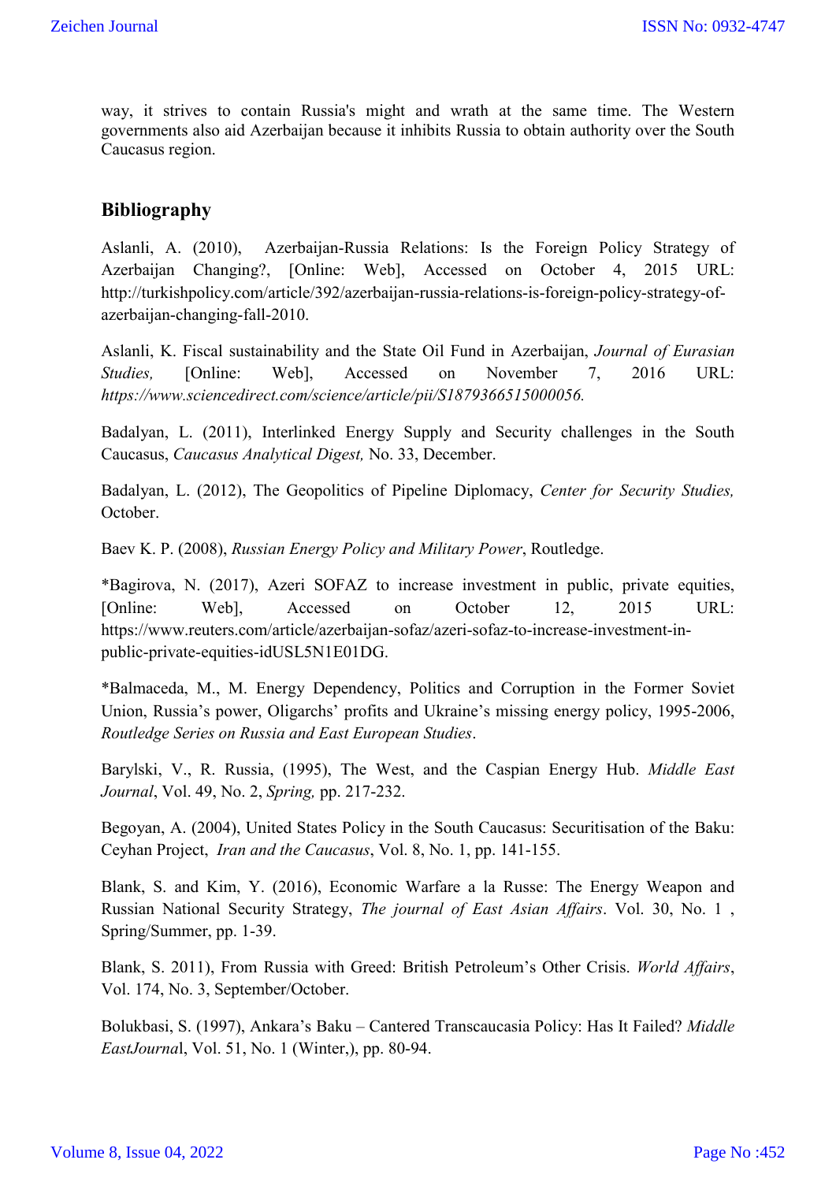way, it strives to contain Russia's might and wrath at the same time. The Western governments also aid Azerbaijan because it inhibits Russia to obtain authority over the South Caucasus region.

## Bibliography

Aslanli, A. (2010), Azerbaijan-Russia Relations: Is the Foreign Policy Strategy of Azerbaijan Changing?, [Online: Web], Accessed on October 4, 2015 URL: http://turkishpolicy.com/article/392/azerbaijan-russia-relations-is-foreign-policy-strategy-of-azerbaijan-changing-fall-2010.

Aslanli, K. Fiscal sustainability and the State Oil Fund in Azerbaijan, *Journal of Eurasian Studies,* [Online: Web], Accessed on November 7, 2016 URL: *https://www.sciencedirect.com/science/article/pii/S1879366515000056.*

Badalyan, L. (2011), Interlinked Energy Supply and Security challenges in the South Caucasus, *Caucasus Analytical Digest,* No. 33, December.

Badalyan, L. (2012), The Geopolitics of Pipeline Diplomacy, *Center for Security Studies,* October.

Baev K. P. (2008), *Russian Energy Policy and Military Power*, Routledge.

*Bagirova, N. (2017), Azeri SOFAZ to increase investment in public, private equities, [Online: Web], Accessed on October 12, 2015 URL: https://www.reuters.com/article/azerbaijan-sofaz/azeri-sofaz-to-increase-investment-in-public-private-equities-idUSL5N1E01DG.

*Balmaceda, M., M. Energy Dependency, Politics and Corruption in the Former Soviet Union, Russia's power, Oligarchs' profits and Ukraine's missing energy policy, 1995-2006, *Routledge Series on Russia and East European Studies*.

Barylski, V., R. Russia, (1995), The West, and the Caspian Energy Hub. *Middle East Journal*, Vol. 49, No. 2, *Spring,* pp. 217-232.

Begoyan, A. (2004), United States Policy in the South Caucasus: Securitisation of the Baku: Ceyhan Project, *Iran and the Caucasus*, Vol. 8, No. 1, pp. 141-155.

Blank, S. and Kim, Y. (2016), Economic Warfare a la Russe: The Energy Weapon and Russian National Security Strategy, *The journal of East Asian Affairs*. Vol. 30, No. 1 , Spring/Summer, pp. 1-39.

Blank, S. 2011), From Russia with Greed: British Petroleum's Other Crisis. *World Affairs*, Vol. 174, No. 3, September/October.

Bolukbasi, S. (1997), Ankara's Baku – Cantered Transcaucasia Policy: Has It Failed? *Middle EastJourna*l, Vol. 51, No. 1 (Winter,), pp. 80-94.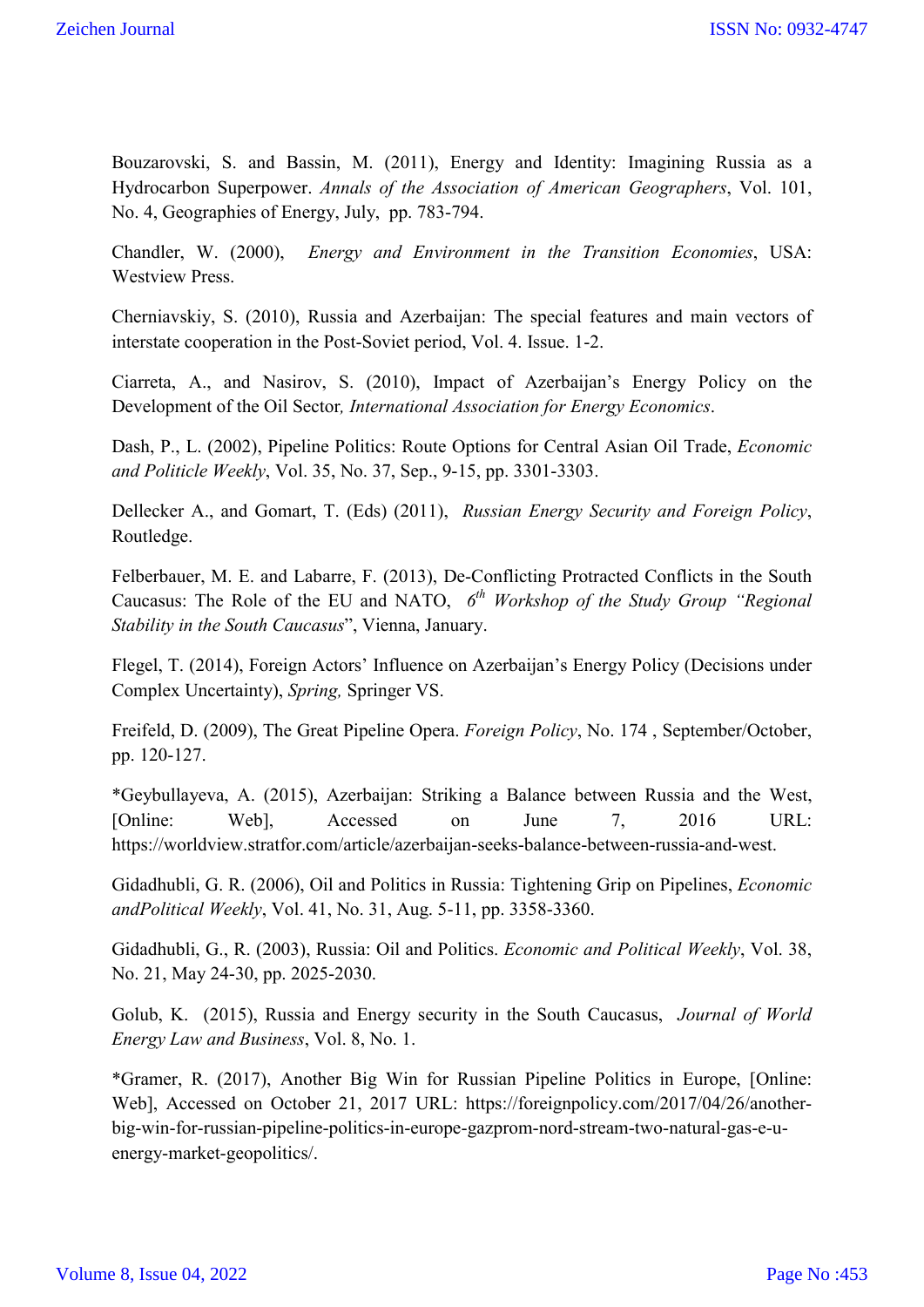Bouzarovski, S. and Bassin, M. (2011), Energy and Identity: Imagining Russia as a Hydrocarbon Superpower. *Annals of the Association of American Geographers*, Vol. 101, No. 4, Geographies of Energy, July, pp. 783-794.

Chandler, W. (2000), *Energy and Environment in the Transition Economies*, USA: Westview Press.

Cherniavskiy, S. (2010), Russia and Azerbaijan: The special features and main vectors of interstate cooperation in the Post-Soviet period, Vol. 4. Issue. 1-2.

Ciarreta, A., and Nasirov, S. (2010), Impact of Azerbaijan's Energy Policy on the Development of the Oil Sector, *International Association for Energy Economics*.

Dash, P., L. (2002), Pipeline Politics: Route Options for Central Asian Oil Trade, *Economic and Politicle Weekly*, Vol. 35, No. 37, Sep., 9-15, pp. 3301-3303.

Dellecker A., and Gomart, T. (Eds) (2011), *Russian Energy Security and Foreign Policy*, Routledge.

Felberbauer, M. E. and Labarre, F. (2013), De-Conflicting Protracted Conflicts in the South Caucasus: The Role of the EU and NATO, *6th Workshop of the Study Group "Regional Stability in the South Caucasus*", Vienna, January.

Flegel, T. (2014), Foreign Actors' Influence on Azerbaijan's Energy Policy (Decisions under Complex Uncertainty), *Spring,* Springer VS.

Freifeld, D. (2009), The Great Pipeline Opera. *Foreign Policy*, No. 174 , September/October, pp. 120-127.

*Geybullayeva, A. (2015), Azerbaijan: Striking a Balance between Russia and the West, [Online: Web], Accessed on June 7, 2016 URL: https://worldview.stratfor.com/article/azerbaijan-seeks-balance-between-russia-and-west.

Gidadhubli, G. R. (2006), Oil and Politics in Russia: Tightening Grip on Pipelines, *Economic andPolitical Weekly*, Vol. 41, No. 31, Aug. 5-11, pp. 3358-3360.

Gidadhubli, G., R. (2003), Russia: Oil and Politics. *Economic and Political Weekly*, Vol. 38, No. 21, May 24-30, pp. 2025-2030.

Golub, K. (2015), Russia and Energy security in the South Caucasus, *Journal of World Energy Law and Business*, Vol. 8, No. 1.

*Gramer, R. (2017), Another Big Win for Russian Pipeline Politics in Europe, [Online: Web], Accessed on October 21, 2017 URL: https://foreignpolicy.com/2017/04/26/another-big-win-for-russian-pipeline-politics-in-europe-gazprom-nord-stream-two-natural-gas-e-u-energy-market-geopolitics/.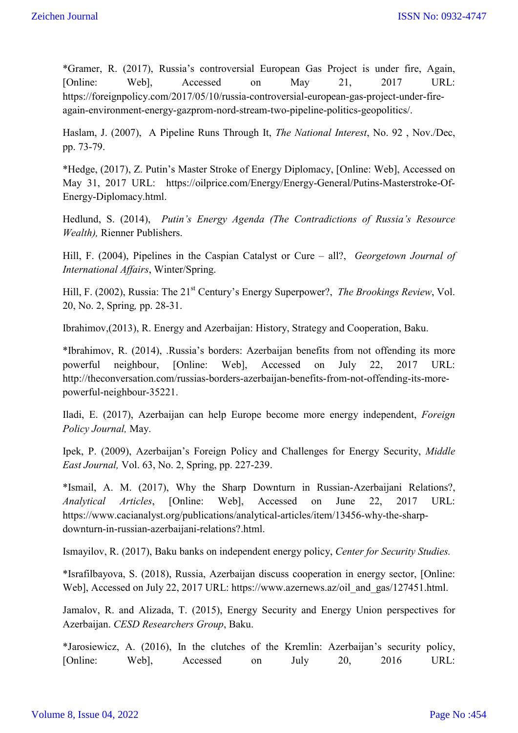*Gramer, R. (2017), Russia's controversial European Gas Project is under fire, Again, [Online: Web], Accessed on May 21, 2017 URL: https://foreignpolicy.com/2017/05/10/russia-controversial-european-gas-project-under-fire-again-environment-energy-gazprom-nord-stream-two-pipeline-politics-geopolitics/.

Haslam, J. (2007), A Pipeline Runs Through It, *The National Interest*, No. 92 , Nov./Dec, pp. 73-79.

*Hedge, (2017), Z. Putin's Master Stroke of Energy Diplomacy, [Online: Web], Accessed on May 31, 2017 URL: https://oilprice.com/Energy/Energy-General/Putins-Masterstroke-Of-Energy-Diplomacy.html.

Hedlund, S. (2014), *Putin's Energy Agenda (The Contradictions of Russia's Resource Wealth),* Rienner Publishers.

Hill, F. (2004), Pipelines in the Caspian Catalyst or Cure – all?, *Georgetown Journal of International Affairs*, Winter/Spring.

Hill, F. (2002), Russia: The 21st Century's Energy Superpower?, *The Brookings Review*, Vol. 20, No. 2, Spring, pp. 28-31.

Ibrahimov,(2013), R. Energy and Azerbaijan: History, Strategy and Cooperation, Baku.

*Ibrahimov, R. (2014), .Russia's borders: Azerbaijan benefits from not offending its more powerful neighbour, [Online: Web], Accessed on July 22, 2017 URL: http://theconversation.com/russias-borders-azerbaijan-benefits-from-not-offending-its-more-powerful-neighbour-35221.

Iladi, E. (2017), Azerbaijan can help Europe become more energy independent, *Foreign Policy Journal,* May.

Ipek, P. (2009), Azerbaijan's Foreign Policy and Challenges for Energy Security, *Middle East Journal,* Vol. 63, No. 2, Spring, pp. 227-239.

*Ismail, A. M. (2017), Why the Sharp Downturn in Russian-Azerbaijani Relations?, *Analytical Articles*, [Online: Web], Accessed on June 22, 2017 URL: https://www.cacianalyst.org/publications/analytical-articles/item/13456-why-the-sharp-downturn-in-russian-azerbaijani-relations?.html.

Ismayilov, R. (2017), Baku banks on independent energy policy, *Center for Security Studies.*

*Israfilbayova, S. (2018), Russia, Azerbaijan discuss cooperation in energy sector, [Online: Web], Accessed on July 22, 2017 URL: https://www.azernews.az/oil_and_gas/127451.html.

Jamalov, R. and Alizada, T. (2015), Energy Security and Energy Union perspectives for Azerbaijan. *CESD Researchers Group*, Baku.

*Jarosiewicz, A. (2016), In the clutches of the Kremlin: Azerbaijan's security policy, [Online: Web], Accessed on July 20, 2016 URL: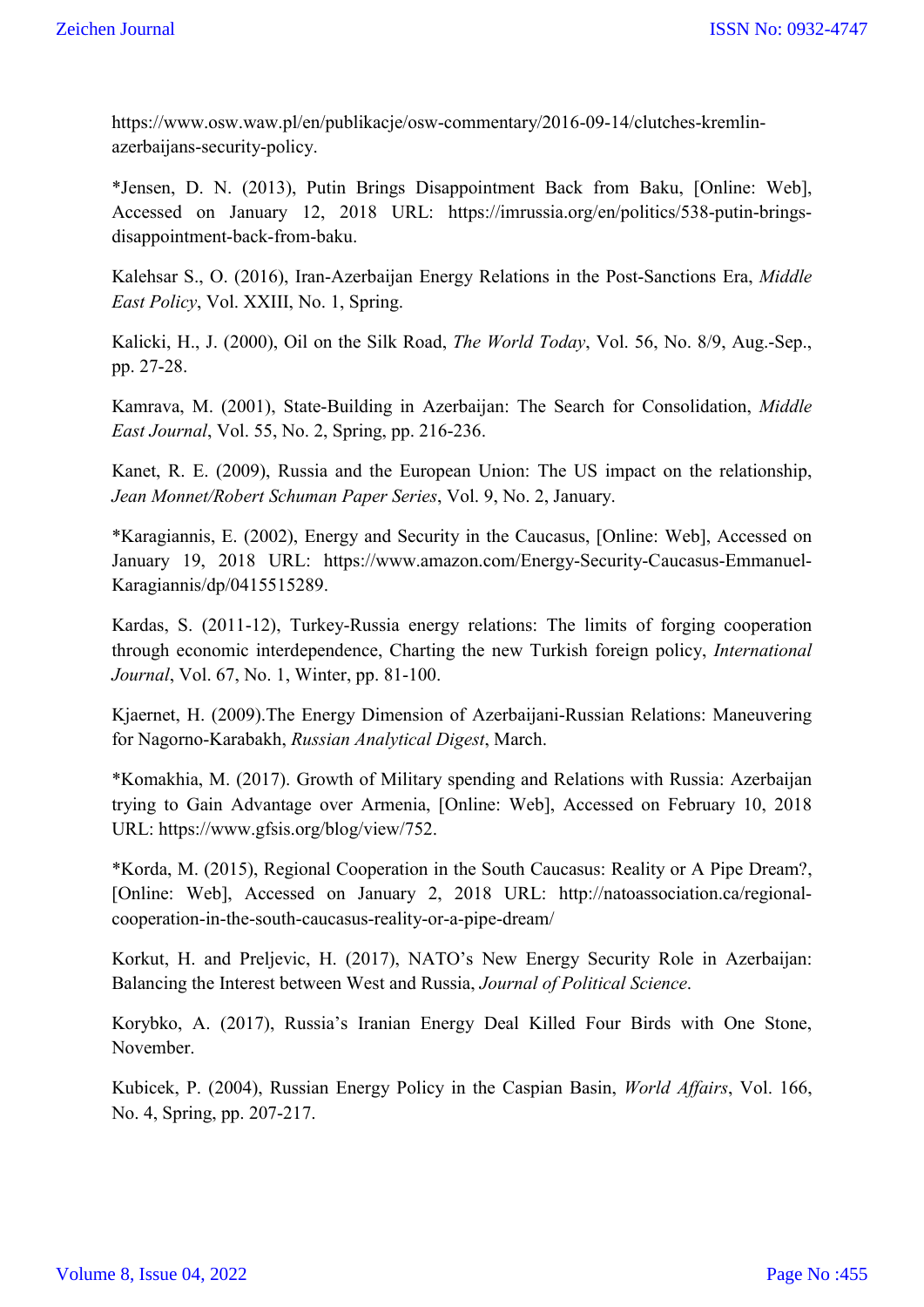https://www.osw.waw.pl/en/publikacje/osw-commentary/2016-09-14/clutches-kremlin-azerbaijans-security-policy.

*Jensen, D. N. (2013), Putin Brings Disappointment Back from Baku, [Online: Web], Accessed on January 12, 2018 URL: https://imrussia.org/en/politics/538-putin-brings-disappointment-back-from-baku.

Kalehsar S., O. (2016), Iran-Azerbaijan Energy Relations in the Post-Sanctions Era, *Middle East Policy*, Vol. XXIII, No. 1, Spring.

Kalicki, H., J. (2000), Oil on the Silk Road, *The World Today*, Vol. 56, No. 8/9, Aug.-Sep., pp. 27-28.

Kamrava, M. (2001), State-Building in Azerbaijan: The Search for Consolidation, *Middle East Journal*, Vol. 55, No. 2, Spring, pp. 216-236.

Kanet, R. E. (2009), Russia and the European Union: The US impact on the relationship, *Jean Monnet/Robert Schuman Paper Series*, Vol. 9, No. 2, January.

*Karagiannis, E. (2002), Energy and Security in the Caucasus, [Online: Web], Accessed on January 19, 2018 URL: https://www.amazon.com/Energy-Security-Caucasus-Emmanuel-Karagiannis/dp/0415515289.

Kardas, S. (2011-12), Turkey-Russia energy relations: The limits of forging cooperation through economic interdependence, Charting the new Turkish foreign policy, *International Journal*, Vol. 67, No. 1, Winter, pp. 81-100.

Kjaernet, H. (2009).The Energy Dimension of Azerbaijani-Russian Relations: Maneuvering for Nagorno-Karabakh, *Russian Analytical Digest*, March.

*Komakhia, M. (2017). Growth of Military spending and Relations with Russia: Azerbaijan trying to Gain Advantage over Armenia, [Online: Web], Accessed on February 10, 2018 URL: https://www.gfsis.org/blog/view/752.

*Korda, M. (2015), Regional Cooperation in the South Caucasus: Reality or A Pipe Dream?, [Online: Web], Accessed on January 2, 2018 URL: http://natoassociation.ca/regional-cooperation-in-the-south-caucasus-reality-or-a-pipe-dream/

Korkut, H. and Preljevic, H. (2017), NATO's New Energy Security Role in Azerbaijan: Balancing the Interest between West and Russia, *Journal of Political Science*.

Korybko, A. (2017), Russia's Iranian Energy Deal Killed Four Birds with One Stone, November.

Kubicek, P. (2004), Russian Energy Policy in the Caspian Basin, *World Affairs*, Vol. 166, No. 4, Spring, pp. 207-217.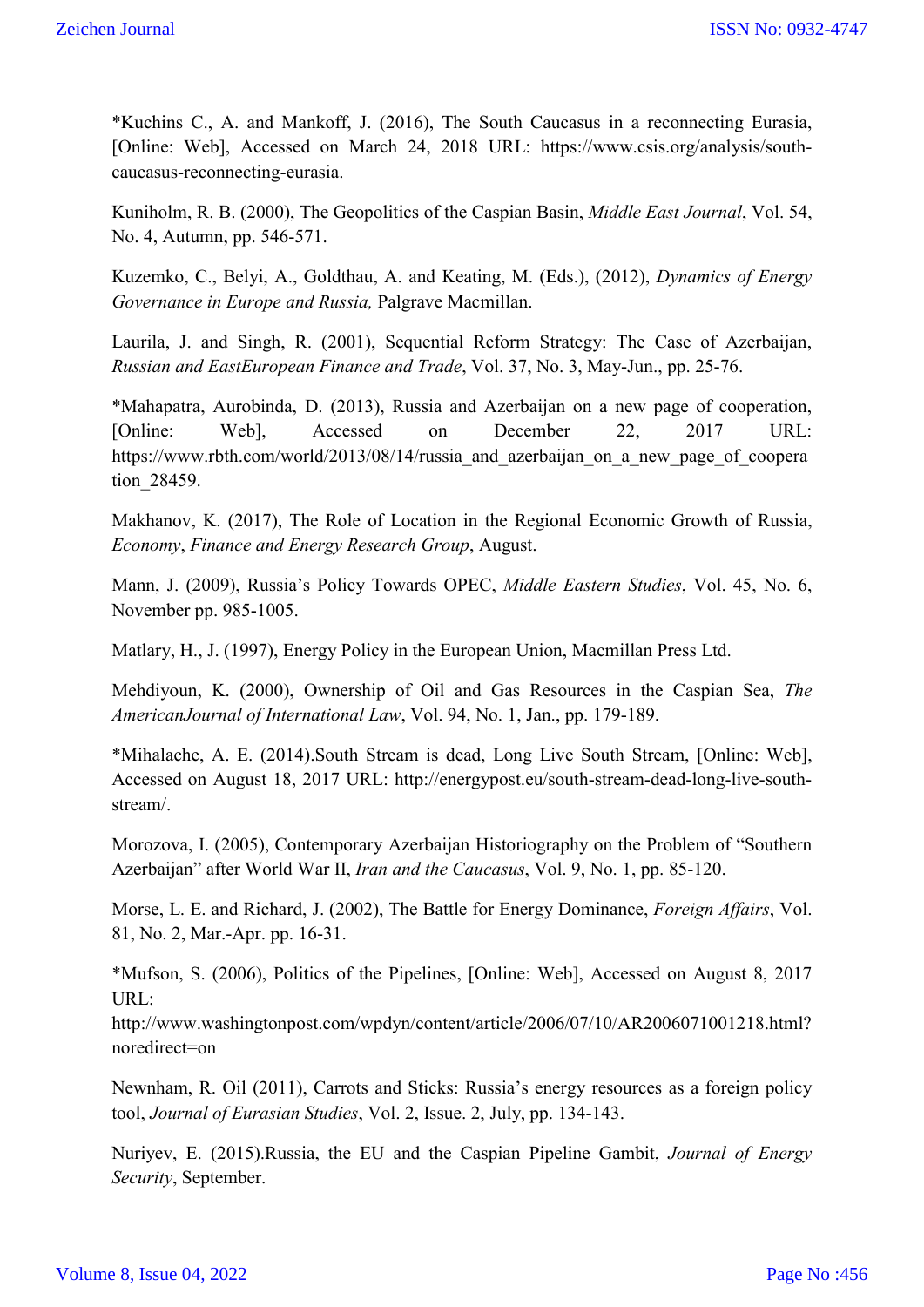*Kuchins C., A. and Mankoff, J. (2016), The South Caucasus in a reconnecting Eurasia, [Online: Web], Accessed on March 24, 2018 URL: https://www.csis.org/analysis/south-caucasus-reconnecting-eurasia.

Kuniholm, R. B. (2000), The Geopolitics of the Caspian Basin, *Middle East Journal*, Vol. 54, No. 4, Autumn, pp. 546-571.

Kuzemko, C., Belyi, A., Goldthau, A. and Keating, M. (Eds.), (2012), *Dynamics of Energy Governance in Europe and Russia,* Palgrave Macmillan.

Laurila, J. and Singh, R. (2001), Sequential Reform Strategy: The Case of Azerbaijan, *Russian and EastEuropean Finance and Trade*, Vol. 37, No. 3, May-Jun., pp. 25-76.

*Mahapatra, Aurobinda, D. (2013), Russia and Azerbaijan on a new page of cooperation, [Online: Web], Accessed on December 22, 2017 URL: https://www.rbth.com/world/2013/08/14/russia_and_azerbaijan_on_a_new_page_of_cooperation_28459.

Makhanov, K. (2017), The Role of Location in the Regional Economic Growth of Russia, *Economy*, *Finance and Energy Research Group*, August.

Mann, J. (2009), Russia's Policy Towards OPEC, *Middle Eastern Studies*, Vol. 45, No. 6, November pp. 985-1005.

Matlary, H., J. (1997), Energy Policy in the European Union, Macmillan Press Ltd.

Mehdiyoun, K. (2000), Ownership of Oil and Gas Resources in the Caspian Sea, *The AmericanJournal of International Law*, Vol. 94, No. 1, Jan., pp. 179-189.

*Mihalache, A. E. (2014).South Stream is dead, Long Live South Stream, [Online: Web], Accessed on August 18, 2017 URL: http://energypost.eu/south-stream-dead-long-live-south-stream/.

Morozova, I. (2005), Contemporary Azerbaijan Historiography on the Problem of "Southern Azerbaijan" after World War II, *Iran and the Caucasus*, Vol. 9, No. 1, pp. 85-120.

Morse, L. E. and Richard, J. (2002), The Battle for Energy Dominance, *Foreign Affairs*, Vol. 81, No. 2, Mar.-Apr. pp. 16-31.

*Mufson, S. (2006), Politics of the Pipelines, [Online: Web], Accessed on August 8, 2017 URL: http://www.washingtonpost.com/wpdyn/content/article/2006/07/10/AR2006071001218.html?noredirect=on

Newnham, R. Oil (2011), Carrots and Sticks: Russia's energy resources as a foreign policy tool, *Journal of Eurasian Studies*, Vol. 2, Issue. 2, July, pp. 134-143.

Nuriyev, E. (2015).Russia, the EU and the Caspian Pipeline Gambit, *Journal of Energy Security*, September.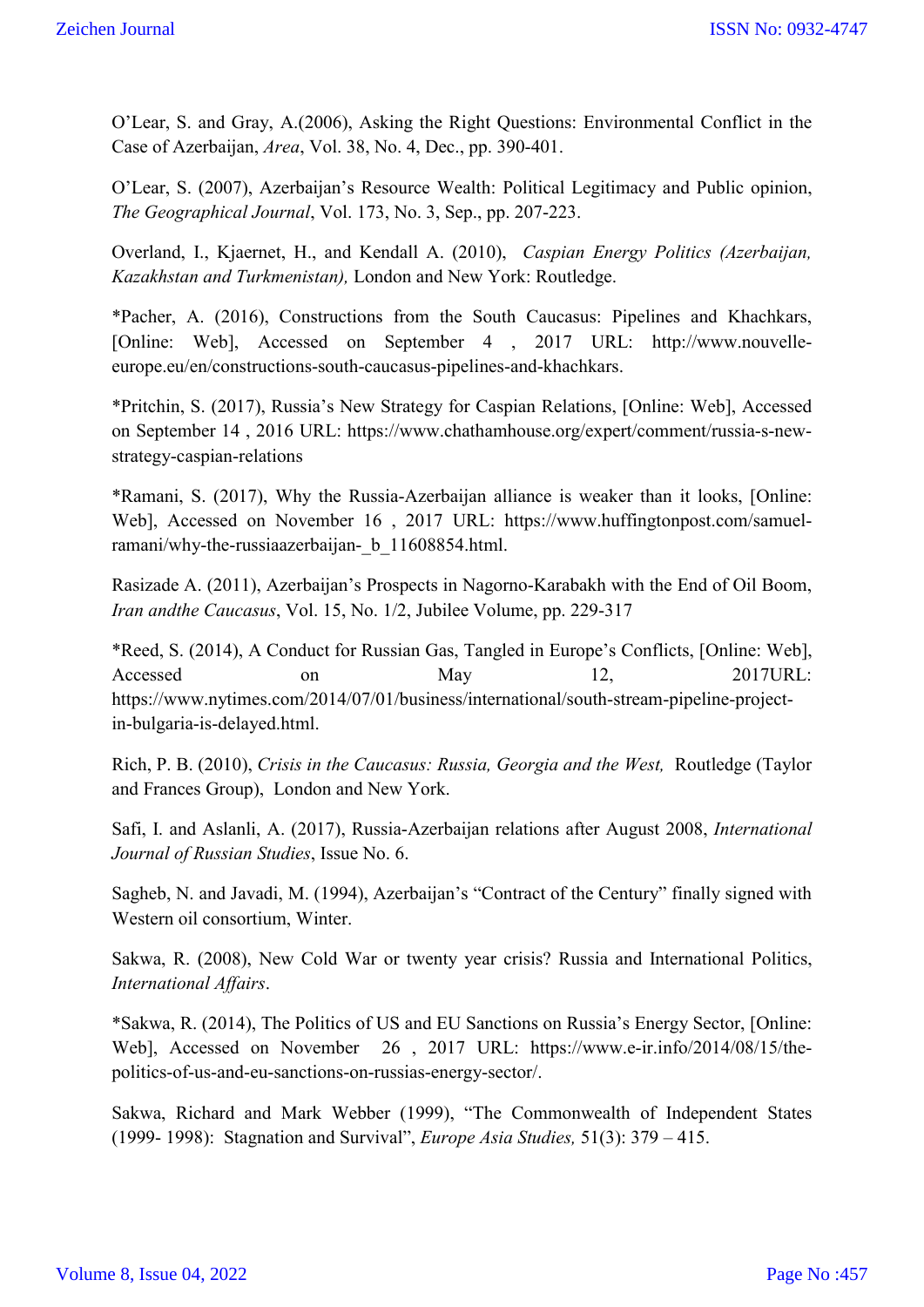O'Lear, S. and Gray, A.(2006), Asking the Right Questions: Environmental Conflict in the Case of Azerbaijan, *Area*, Vol. 38, No. 4, Dec., pp. 390-401.

O'Lear, S. (2007), Azerbaijan's Resource Wealth: Political Legitimacy and Public opinion, *The Geographical Journal*, Vol. 173, No. 3, Sep., pp. 207-223.

Overland, I., Kjaernet, H., and Kendall A. (2010), *Caspian Energy Politics (Azerbaijan, Kazakhstan and Turkmenistan),* London and New York: Routledge.

*Pacher, A. (2016), Constructions from the South Caucasus: Pipelines and Khachkars, [Online: Web], Accessed on September 4 , 2017 URL: http://www.nouvelle-europe.eu/en/constructions-south-caucasus-pipelines-and-khachkars.

*Pritchin, S. (2017), Russia's New Strategy for Caspian Relations, [Online: Web], Accessed on September 14 , 2016 URL: https://www.chathamhouse.org/expert/comment/russia-s-new-strategy-caspian-relations

*Ramani, S. (2017), Why the Russia-Azerbaijan alliance is weaker than it looks, [Online: Web], Accessed on November 16 , 2017 URL: https://www.huffingtonpost.com/samuel-ramani/why-the-russiaazerbaijan-_b_11608854.html.

Rasizade A. (2011), Azerbaijan's Prospects in Nagorno-Karabakh with the End of Oil Boom, *Iran andthe Caucasus*, Vol. 15, No. 1/2, Jubilee Volume, pp. 229-317

*Reed, S. (2014), A Conduct for Russian Gas, Tangled in Europe's Conflicts, [Online: Web], Accessed on May 12, 2017URL: https://www.nytimes.com/2014/07/01/business/international/south-stream-pipeline-project-in-bulgaria-is-delayed.html.

Rich, P. B. (2010), *Crisis in the Caucasus: Russia, Georgia and the West,* Routledge (Taylor and Frances Group), London and New York.

Safi, I. and Aslanli, A. (2017), Russia-Azerbaijan relations after August 2008, *International Journal of Russian Studies*, Issue No. 6.

Sagheb, N. and Javadi, M. (1994), Azerbaijan's "Contract of the Century" finally signed with Western oil consortium, Winter.

Sakwa, R. (2008), New Cold War or twenty year crisis? Russia and International Politics, *International Affairs*.

*Sakwa, R. (2014), The Politics of US and EU Sanctions on Russia's Energy Sector, [Online: Web], Accessed on November 26 , 2017 URL: https://www.e-ir.info/2014/08/15/the-politics-of-us-and-eu-sanctions-on-russias-energy-sector/.

Sakwa, Richard and Mark Webber (1999), "The Commonwealth of Independent States (1999- 1998): Stagnation and Survival", *Europe Asia Studies,* 51(3): 379 – 415.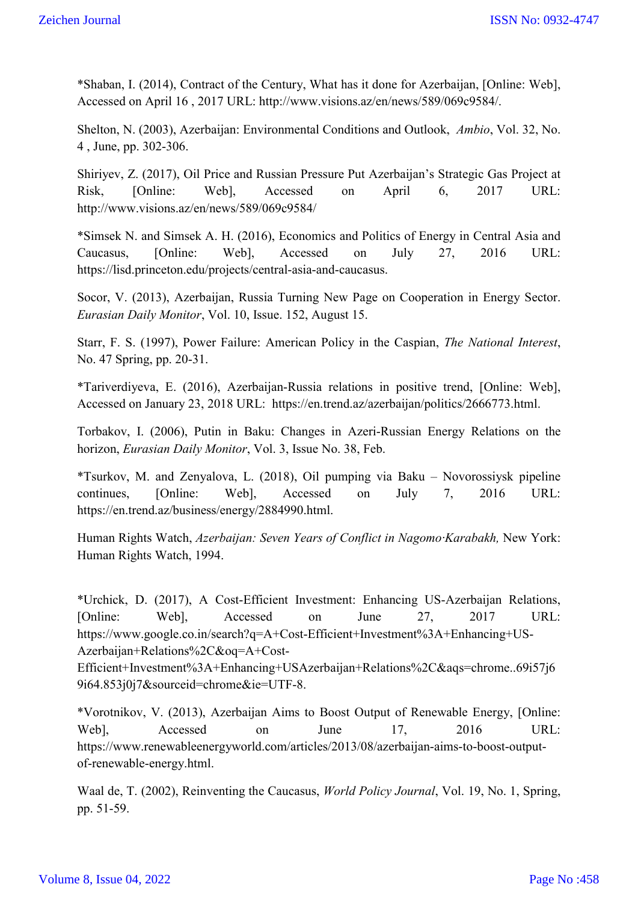*Shaban, I. (2014), Contract of the Century, What has it done for Azerbaijan, [Online: Web], Accessed on April 16 , 2017 URL: http://www.visions.az/en/news/589/069c9584/.

Shelton, N. (2003), Azerbaijan: Environmental Conditions and Outlook, *Ambio*, Vol. 32, No. 4 , June, pp. 302-306.

Shiriyev, Z. (2017), Oil Price and Russian Pressure Put Azerbaijan's Strategic Gas Project at Risk, [Online: Web], Accessed on April 6, 2017 URL: http://www.visions.az/en/news/589/069c9584/

*Simsek N. and Simsek A. H. (2016), Economics and Politics of Energy in Central Asia and Caucasus, [Online: Web], Accessed on July 27, 2016 URL: https://lisd.princeton.edu/projects/central-asia-and-caucasus.

Socor, V. (2013), Azerbaijan, Russia Turning New Page on Cooperation in Energy Sector. *Eurasian Daily Monitor*, Vol. 10, Issue. 152, August 15.

Starr, F. S. (1997), Power Failure: American Policy in the Caspian, *The National Interest*, No. 47 Spring, pp. 20-31.

*Tariverdiyeva, E. (2016), Azerbaijan-Russia relations in positive trend, [Online: Web], Accessed on January 23, 2018 URL: https://en.trend.az/azerbaijan/politics/2666773.html.

Torbakov, I. (2006), Putin in Baku: Changes in Azeri-Russian Energy Relations on the horizon, *Eurasian Daily Monitor*, Vol. 3, Issue No. 38, Feb.

*Tsurkov, M. and Zenyalova, L. (2018), Oil pumping via Baku – Novorossiysk pipeline continues, [Online: Web], Accessed on July 7, 2016 URL: https://en.trend.az/business/energy/2884990.html.

Human Rights Watch, *Azerbaijan: Seven Years of Conflict in Nagomo·Karabakh,* New York: Human Rights Watch, 1994.

*Urchick, D. (2017), A Cost-Efficient Investment: Enhancing US-Azerbaijan Relations, [Online: Web], Accessed on June 27, 2017 URL: https://www.google.co.in/search?q=A+Cost-Efficient+Investment%3A+Enhancing+US-Azerbaijan+Relations%2C&oq=A+Cost-Efficient+Investment%3A+Enhancing+USAzerbaijan+Relations%2C&aqs=chrome..69i57j69i64.853j0j7&sourceid=chrome&ie=UTF-8.

*Vorotnikov, V. (2013), Azerbaijan Aims to Boost Output of Renewable Energy, [Online: Web], Accessed on June 17, 2016 URL: https://www.renewableenergyworld.com/articles/2013/08/azerbaijan-aims-to-boost-output-of-renewable-energy.html.

Waal de, T. (2002), Reinventing the Caucasus, *World Policy Journal*, Vol. 19, No. 1, Spring, pp. 51-59.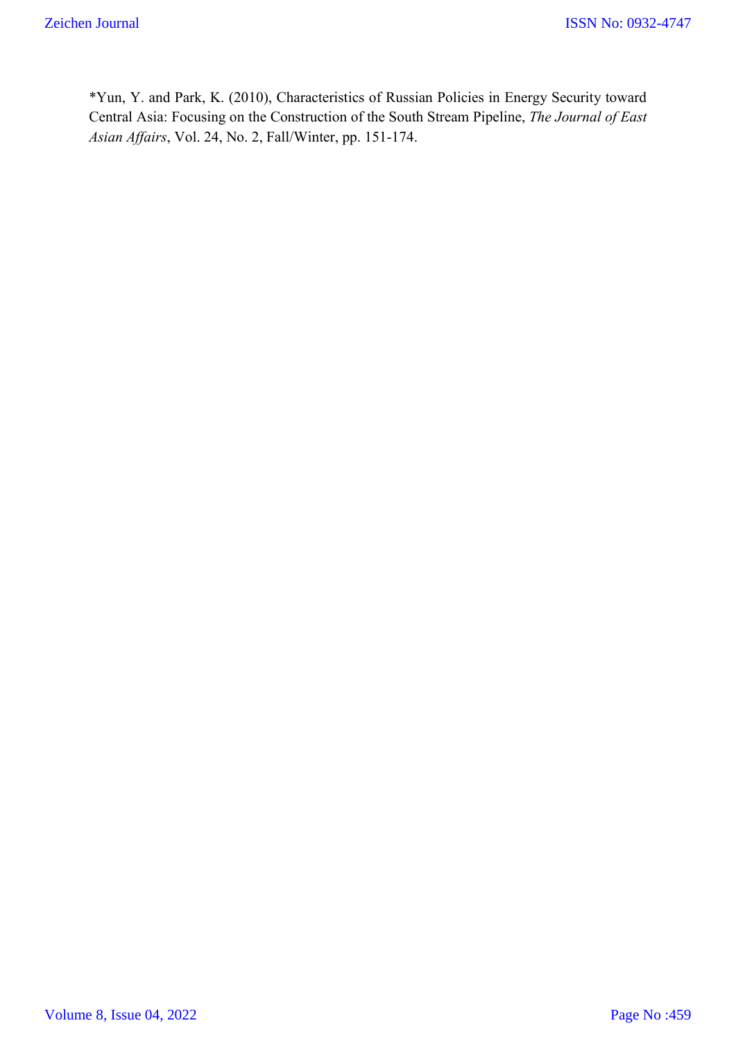*Yun, Y. and Park, K. (2010), Characteristics of Russian Policies in Energy Security toward Central Asia: Focusing on the Construction of the South Stream Pipeline, *The Journal of East Asian Affairs*, Vol. 24, No. 2, Fall/Winter, pp. 151-174.